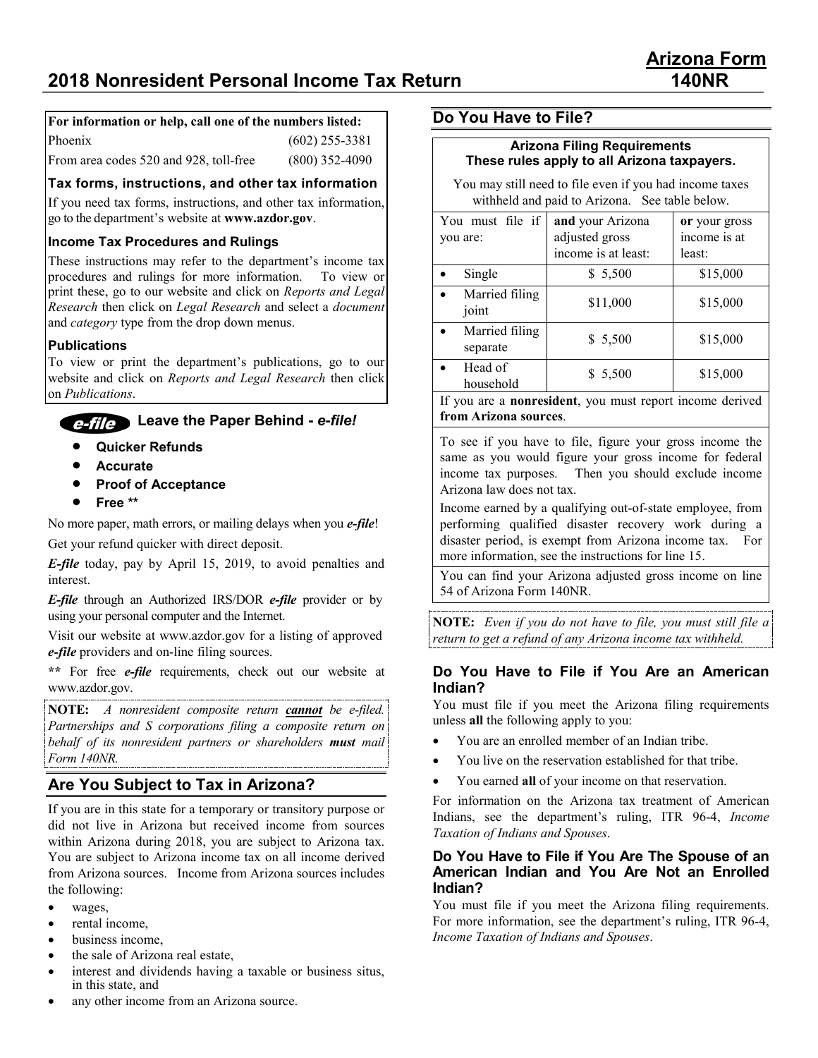# Arizona Form 140NR

# 2018 Nonresident Personal Income Tax Return

**For information or help, call one of the numbers listed:**

| | |
|---|---|
| Phoenix | (602) 255-3381 |
| From area codes 520 and 928, toll-free | (800) 352-4090 |

### Tax forms, instructions, and other tax information

If you need tax forms, instructions, and other tax information, go to the department's website at **www.azdor.gov**.

### Income Tax Procedures and Rulings

These instructions may refer to the department's income tax procedures and rulings for more information. To view or print these, go to our website and click on *Reports and Legal Research* then click on *Legal Research* and select a *document* and *category* type from the drop down menus.

### Publications

To view or print the department's publications, go to our website and click on *Reports and Legal Research* then click on *Publications*.

### *e-file* Leave the Paper Behind - *e-file!*

- **Quicker Refunds**
- **Accurate**
- **Proof of Acceptance**
- **Free ****

No more paper, math errors, or mailing delays when you ***e-file***!

Get your refund quicker with direct deposit.

***E-file*** today, pay by April 15, 2019, to avoid penalties and interest.

***E-file*** through an Authorized IRS/DOR ***e-file*** provider or by using your personal computer and the Internet.

Visit our website at www.azdor.gov for a listing of approved ***e-file*** providers and on-line filing sources.

**\*\*** For free ***e-file*** requirements, check out our website at www.azdor.gov.

**NOTE:** *A nonresident composite return* ***cannot*** *be e-filed. Partnerships and S corporations filing a composite return on behalf of its nonresident partners or shareholders* ***must*** *mail Form 140NR.*

## Are You Subject to Tax in Arizona?

If you are in this state for a temporary or transitory purpose or did not live in Arizona but received income from sources within Arizona during 2018, you are subject to Arizona tax. You are subject to Arizona income tax on all income derived from Arizona sources. Income from Arizona sources includes the following:

- wages,
- rental income,
- business income,
- the sale of Arizona real estate,
- interest and dividends having a taxable or business situs, in this state, and
- any other income from an Arizona source.

## Do You Have to File?

**Arizona Filing Requirements**
**These rules apply to all Arizona taxpayers.**

You may still need to file even if you had income taxes withheld and paid to Arizona. See table below.

| You must file if you are: | **and** your Arizona adjusted gross income is at least: | **or** your gross income is at least: |
|---|---|---|
| • Single | $ 5,500 | $15,000 |
| • Married filing joint | $11,000 | $15,000 |
| • Married filing separate | $ 5,500 | $15,000 |
| • Head of household | $ 5,500 | $15,000 |

If you are a **nonresident**, you must report income derived **from Arizona sources**.

To see if you have to file, figure your gross income the same as you would figure your gross income for federal income tax purposes. Then you should exclude income Arizona law does not tax.

Income earned by a qualifying out-of-state employee, from performing qualified disaster recovery work during a disaster period, is exempt from Arizona income tax. For more information, see the instructions for line 15.

You can find your Arizona adjusted gross income on line 54 of Arizona Form 140NR.

**NOTE:** *Even if you do not have to file, you must still file a return to get a refund of any Arizona income tax withheld.*

### Do You Have to File if You Are an American Indian?

You must file if you meet the Arizona filing requirements unless **all** the following apply to you:

- You are an enrolled member of an Indian tribe.
- You live on the reservation established for that tribe.
- You earned **all** of your income on that reservation.

For information on the Arizona tax treatment of American Indians, see the department's ruling, ITR 96-4, *Income Taxation of Indians and Spouses*.

### Do You Have to File if You Are The Spouse of an American Indian and You Are Not an Enrolled Indian?

You must file if you meet the Arizona filing requirements. For more information, see the department's ruling, ITR 96-4, *Income Taxation of Indians and Spouses*.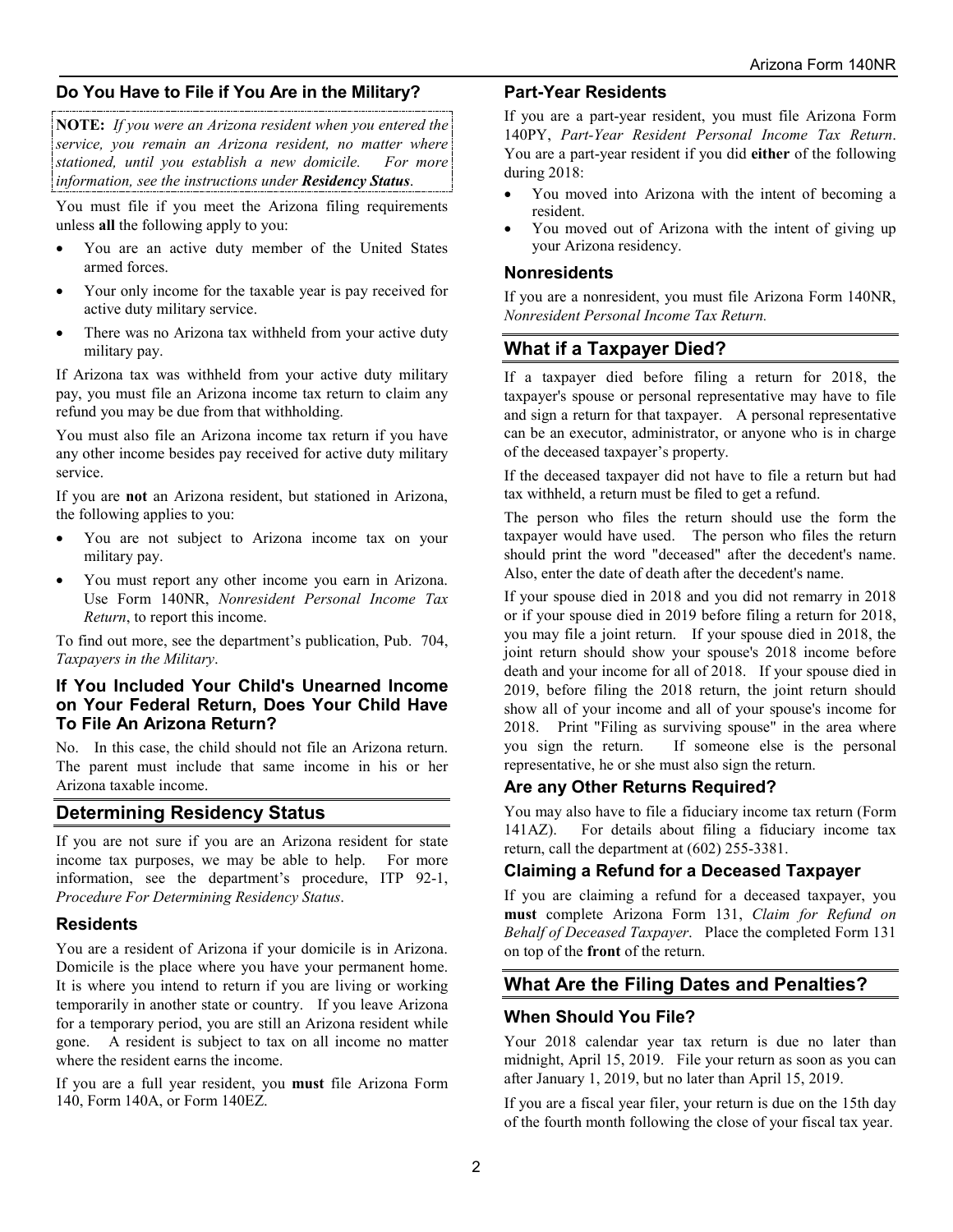### Do You Have to File if You Are in the Military?

**NOTE:** *If you were an Arizona resident when you entered the service, you remain an Arizona resident, no matter where stationed, until you establish a new domicile. For more information, see the instructions under **Residency Status**.*

You must file if you meet the Arizona filing requirements unless **all** the following apply to you:

- You are an active duty member of the United States armed forces.
- Your only income for the taxable year is pay received for active duty military service.
- There was no Arizona tax withheld from your active duty military pay.

If Arizona tax was withheld from your active duty military pay, you must file an Arizona income tax return to claim any refund you may be due from that withholding.

You must also file an Arizona income tax return if you have any other income besides pay received for active duty military service.

If you are **not** an Arizona resident, but stationed in Arizona, the following applies to you:

- You are not subject to Arizona income tax on your military pay.
- You must report any other income you earn in Arizona. Use Form 140NR, *Nonresident Personal Income Tax Return*, to report this income.

To find out more, see the department's publication, Pub. 704, *Taxpayers in the Military*.

### If You Included Your Child's Unearned Income on Your Federal Return, Does Your Child Have To File An Arizona Return?

No. In this case, the child should not file an Arizona return. The parent must include that same income in his or her Arizona taxable income.

## Determining Residency Status

If you are not sure if you are an Arizona resident for state income tax purposes, we may be able to help. For more information, see the department's procedure, ITP 92-1, *Procedure For Determining Residency Status*.

### Residents

You are a resident of Arizona if your domicile is in Arizona. Domicile is the place where you have your permanent home. It is where you intend to return if you are living or working temporarily in another state or country. If you leave Arizona for a temporary period, you are still an Arizona resident while gone. A resident is subject to tax on all income no matter where the resident earns the income.

If you are a full year resident, you **must** file Arizona Form 140, Form 140A, or Form 140EZ.

### Part-Year Residents

If you are a part-year resident, you must file Arizona Form 140PY, *Part-Year Resident Personal Income Tax Return*. You are a part-year resident if you did **either** of the following during 2018:

- You moved into Arizona with the intent of becoming a resident.
- You moved out of Arizona with the intent of giving up your Arizona residency.

### Nonresidents

If you are a nonresident, you must file Arizona Form 140NR, *Nonresident Personal Income Tax Return.*

## What if a Taxpayer Died?

If a taxpayer died before filing a return for 2018, the taxpayer's spouse or personal representative may have to file and sign a return for that taxpayer. A personal representative can be an executor, administrator, or anyone who is in charge of the deceased taxpayer's property.

If the deceased taxpayer did not have to file a return but had tax withheld, a return must be filed to get a refund.

The person who files the return should use the form the taxpayer would have used. The person who files the return should print the word "deceased" after the decedent's name. Also, enter the date of death after the decedent's name.

If your spouse died in 2018 and you did not remarry in 2018 or if your spouse died in 2019 before filing a return for 2018, you may file a joint return. If your spouse died in 2018, the joint return should show your spouse's 2018 income before death and your income for all of 2018. If your spouse died in 2019, before filing the 2018 return, the joint return should show all of your income and all of your spouse's income for 2018. Print "Filing as surviving spouse" in the area where you sign the return. If someone else is the personal representative, he or she must also sign the return.

### Are any Other Returns Required?

You may also have to file a fiduciary income tax return (Form 141AZ). For details about filing a fiduciary income tax return, call the department at (602) 255-3381.

### Claiming a Refund for a Deceased Taxpayer

If you are claiming a refund for a deceased taxpayer, you **must** complete Arizona Form 131, *Claim for Refund on Behalf of Deceased Taxpayer*. Place the completed Form 131 on top of the **front** of the return.

## What Are the Filing Dates and Penalties?

### When Should You File?

Your 2018 calendar year tax return is due no later than midnight, April 15, 2019. File your return as soon as you can after January 1, 2019, but no later than April 15, 2019.

If you are a fiscal year filer, your return is due on the 15th day of the fourth month following the close of your fiscal tax year.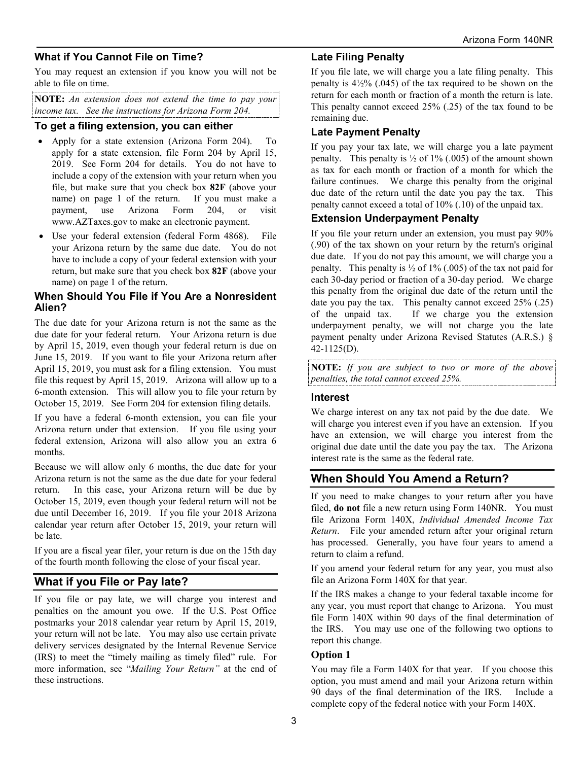## What if You Cannot File on Time?

You may request an extension if you know you will not be able to file on time.

> **NOTE:** *An extension does not extend the time to pay your income tax. See the instructions for Arizona Form 204.*

### To get a filing extension, you can either

- Apply for a state extension (Arizona Form 204). To apply for a state extension, file Form 204 by April 15, 2019. See Form 204 for details. You do not have to include a copy of the extension with your return when you file, but make sure that you check box **82F** (above your name) on page 1 of the return. If you must make a payment, use Arizona Form 204, or visit www.AZTaxes.gov to make an electronic payment.
- Use your federal extension (federal Form 4868). File your Arizona return by the same due date. You do not have to include a copy of your federal extension with your return, but make sure that you check box **82F** (above your name) on page 1 of the return.

### When Should You File if You Are a Nonresident Alien?

The due date for your Arizona return is not the same as the due date for your federal return. Your Arizona return is due by April 15, 2019, even though your federal return is due on June 15, 2019. If you want to file your Arizona return after April 15, 2019, you must ask for a filing extension. You must file this request by April 15, 2019. Arizona will allow up to a 6-month extension. This will allow you to file your return by October 15, 2019. See Form 204 for extension filing details.

If you have a federal 6-month extension, you can file your Arizona return under that extension. If you file using your federal extension, Arizona will also allow you an extra 6 months.

Because we will allow only 6 months, the due date for your Arizona return is not the same as the due date for your federal return. In this case, your Arizona return will be due by October 15, 2019, even though your federal return will not be due until December 16, 2019. If you file your 2018 Arizona calendar year return after October 15, 2019, your return will be late.

If you are a fiscal year filer, your return is due on the 15th day of the fourth month following the close of your fiscal year.

## What if you File or Pay late?

If you file or pay late, we will charge you interest and penalties on the amount you owe. If the U.S. Post Office postmarks your 2018 calendar year return by April 15, 2019, your return will not be late. You may also use certain private delivery services designated by the Internal Revenue Service (IRS) to meet the "timely mailing as timely filed" rule. For more information, see "*Mailing Your Return*" at the end of these instructions.

### Late Filing Penalty

If you file late, we will charge you a late filing penalty. This penalty is 4½% (.045) of the tax required to be shown on the return for each month or fraction of a month the return is late. This penalty cannot exceed 25% (.25) of the tax found to be remaining due.

### Late Payment Penalty

If you pay your tax late, we will charge you a late payment penalty. This penalty is ½ of 1% (.005) of the amount shown as tax for each month or fraction of a month for which the failure continues. We charge this penalty from the original due date of the return until the date you pay the tax. This penalty cannot exceed a total of 10% (.10) of the unpaid tax.

### Extension Underpayment Penalty

If you file your return under an extension, you must pay 90% (.90) of the tax shown on your return by the return's original due date. If you do not pay this amount, we will charge you a penalty. This penalty is ½ of 1% (.005) of the tax not paid for each 30-day period or fraction of a 30-day period. We charge this penalty from the original due date of the return until the date you pay the tax. This penalty cannot exceed 25% (.25) of the unpaid tax. If we charge you the extension underpayment penalty, we will not charge you the late payment penalty under Arizona Revised Statutes (A.R.S.) § 42-1125(D).

> **NOTE:** *If you are subject to two or more of the above penalties, the total cannot exceed 25%.*

### Interest

We charge interest on any tax not paid by the due date. We will charge you interest even if you have an extension. If you have an extension, we will charge you interest from the original due date until the date you pay the tax. The Arizona interest rate is the same as the federal rate.

## When Should You Amend a Return?

If you need to make changes to your return after you have filed, **do not** file a new return using Form 140NR. You must file Arizona Form 140X, *Individual Amended Income Tax Return*. File your amended return after your original return has processed. Generally, you have four years to amend a return to claim a refund.

If you amend your federal return for any year, you must also file an Arizona Form 140X for that year.

If the IRS makes a change to your federal taxable income for any year, you must report that change to Arizona. You must file Form 140X within 90 days of the final determination of the IRS. You may use one of the following two options to report this change.

### Option 1

You may file a Form 140X for that year. If you choose this option, you must amend and mail your Arizona return within 90 days of the final determination of the IRS. Include a complete copy of the federal notice with your Form 140X.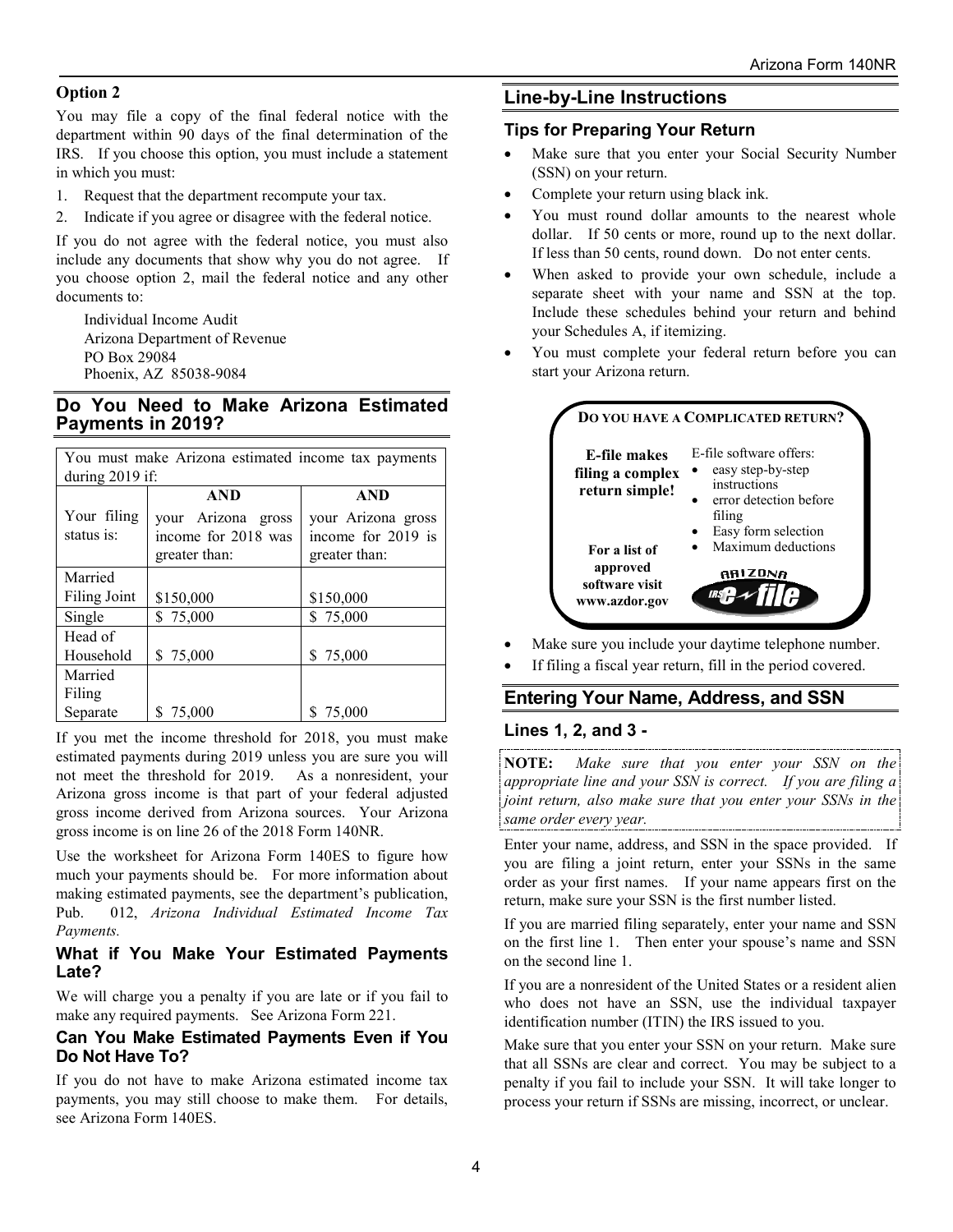### Option 2

You may file a copy of the final federal notice with the department within 90 days of the final determination of the IRS. If you choose this option, you must include a statement in which you must:

1. Request that the department recompute your tax.
2. Indicate if you agree or disagree with the federal notice.

If you do not agree with the federal notice, you must also include any documents that show why you do not agree. If you choose option 2, mail the federal notice and any other documents to:

Individual Income Audit
Arizona Department of Revenue
PO Box 29084
Phoenix, AZ 85038-9084

## Do You Need to Make Arizona Estimated Payments in 2019?

| You must make Arizona estimated income tax payments during 2019 if: | | |
|---|---|---|
| | **AND** | **AND** |
| Your filing status is: | your Arizona gross income for 2018 was greater than: | your Arizona gross income for 2019 is greater than: |
| Married Filing Joint | $150,000 | $150,000 |
| Single | $ 75,000 | $ 75,000 |
| Head of Household | $ 75,000 | $ 75,000 |
| Married Filing Separate | $ 75,000 | $ 75,000 |

If you met the income threshold for 2018, you must make estimated payments during 2019 unless you are sure you will not meet the threshold for 2019. As a nonresident, your Arizona gross income is that part of your federal adjusted gross income derived from Arizona sources. Your Arizona gross income is on line 26 of the 2018 Form 140NR.

Use the worksheet for Arizona Form 140ES to figure how much your payments should be. For more information about making estimated payments, see the department's publication, Pub. 012, *Arizona Individual Estimated Income Tax Payments.*

### What if You Make Your Estimated Payments Late?

We will charge you a penalty if you are late or if you fail to make any required payments. See Arizona Form 221.

### Can You Make Estimated Payments Even if You Do Not Have To?

If you do not have to make Arizona estimated income tax payments, you may still choose to make them. For details, see Arizona Form 140ES.

## Line-by-Line Instructions

### Tips for Preparing Your Return

- Make sure that you enter your Social Security Number (SSN) on your return.
- Complete your return using black ink.
- You must round dollar amounts to the nearest whole dollar. If 50 cents or more, round up to the next dollar. If less than 50 cents, round down. Do not enter cents.
- When asked to provide your own schedule, include a separate sheet with your name and SSN at the top. Include these schedules behind your return and behind your Schedules A, if itemizing.
- You must complete your federal return before you can start your Arizona return.

**DO YOU HAVE A COMPLICATED RETURN?**

**E-file makes filing a complex return simple!**

E-file software offers:
- easy step-by-step instructions
- error detection before filing
- Easy form selection
- Maximum deductions

**For a list of approved software visit www.azdor.gov**

- Make sure you include your daytime telephone number.
- If filing a fiscal year return, fill in the period covered.

## Entering Your Name, Address, and SSN

### Lines 1, 2, and 3 -

**NOTE:** *Make sure that you enter your SSN on the appropriate line and your SSN is correct. If you are filing a joint return, also make sure that you enter your SSNs in the same order every year.*

Enter your name, address, and SSN in the space provided. If you are filing a joint return, enter your SSNs in the same order as your first names. If your name appears first on the return, make sure your SSN is the first number listed.

If you are married filing separately, enter your name and SSN on the first line 1. Then enter your spouse's name and SSN on the second line 1.

If you are a nonresident of the United States or a resident alien who does not have an SSN, use the individual taxpayer identification number (ITIN) the IRS issued to you.

Make sure that you enter your SSN on your return. Make sure that all SSNs are clear and correct. You may be subject to a penalty if you fail to include your SSN. It will take longer to process your return if SSNs are missing, incorrect, or unclear.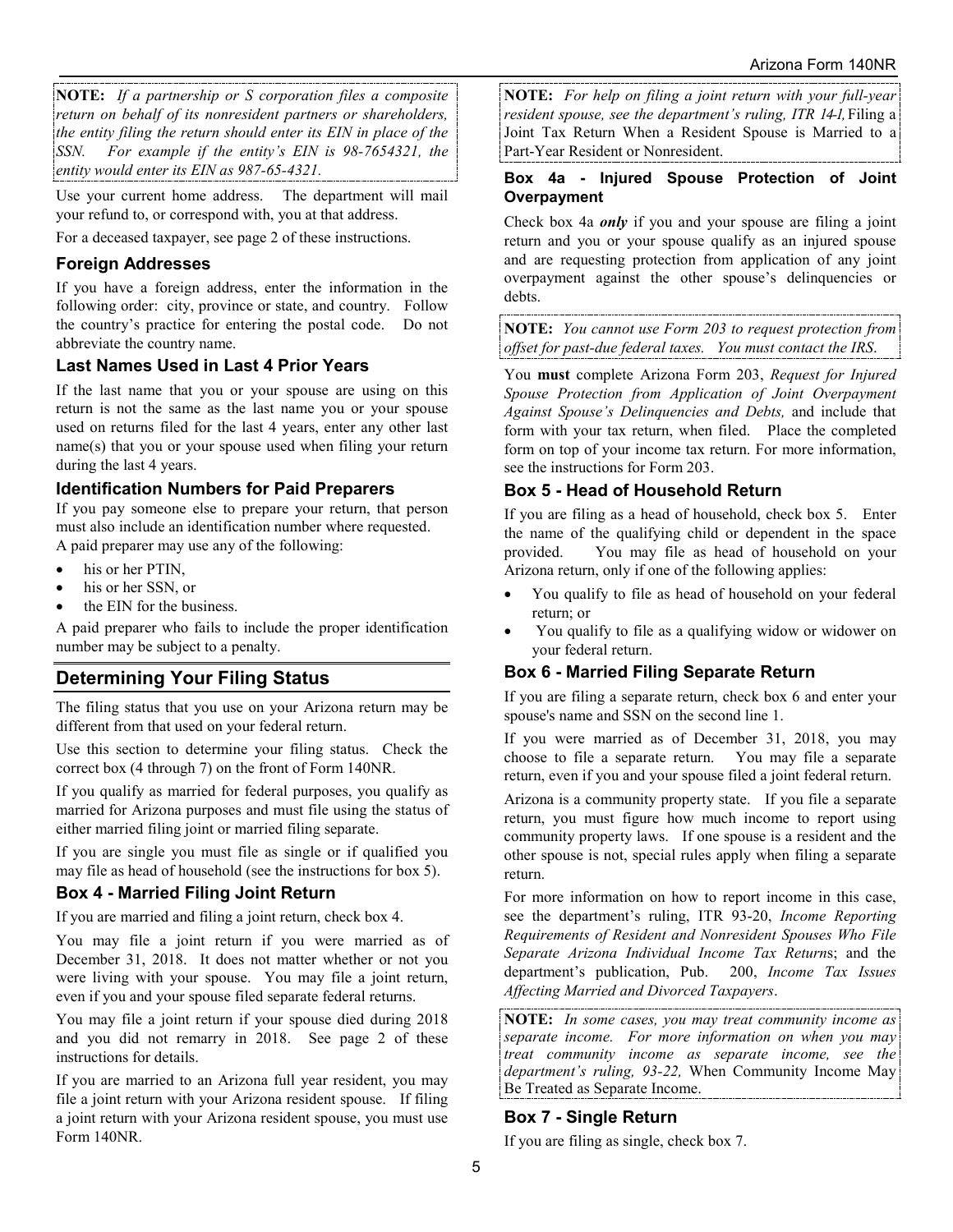**NOTE:** *If a partnership or S corporation files a composite return on behalf of its nonresident partners or shareholders, the entity filing the return should enter its EIN in place of the SSN. For example if the entity's EIN is 98-7654321, the entity would enter its EIN as 987-65-4321.*

Use your current home address. The department will mail your refund to, or correspond with, you at that address.

For a deceased taxpayer, see page 2 of these instructions.

### Foreign Addresses

If you have a foreign address, enter the information in the following order: city, province or state, and country. Follow the country's practice for entering the postal code. Do not abbreviate the country name.

### Last Names Used in Last 4 Prior Years

If the last name that you or your spouse are using on this return is not the same as the last name you or your spouse used on returns filed for the last 4 years, enter any other last name(s) that you or your spouse used when filing your return during the last 4 years.

### Identification Numbers for Paid Preparers

If you pay someone else to prepare your return, that person must also include an identification number where requested.

A paid preparer may use any of the following:

- his or her PTIN,
- his or her SSN, or
- the EIN for the business.

A paid preparer who fails to include the proper identification number may be subject to a penalty.

## Determining Your Filing Status

The filing status that you use on your Arizona return may be different from that used on your federal return.

Use this section to determine your filing status. Check the correct box (4 through 7) on the front of Form 140NR.

If you qualify as married for federal purposes, you qualify as married for Arizona purposes and must file using the status of either married filing joint or married filing separate.

If you are single you must file as single or if qualified you may file as head of household (see the instructions for box 5).

### Box 4 - Married Filing Joint Return

If you are married and filing a joint return, check box 4.

You may file a joint return if you were married as of December 31, 2018. It does not matter whether or not you were living with your spouse. You may file a joint return, even if you and your spouse filed separate federal returns.

You may file a joint return if your spouse died during 2018 and you did not remarry in 2018. See page 2 of these instructions for details.

If you are married to an Arizona full year resident, you may file a joint return with your Arizona resident spouse. If filing a joint return with your Arizona resident spouse, you must use Form 140NR.

**NOTE:** *For help on filing a joint return with your full-year resident spouse, see the department's ruling, ITR 14-1,* Filing a Joint Tax Return When a Resident Spouse is Married to a Part-Year Resident or Nonresident.

### Box 4a - Injured Spouse Protection of Joint Overpayment

Check box 4a ***only*** if you and your spouse are filing a joint return and you or your spouse qualify as an injured spouse and are requesting protection from application of any joint overpayment against the other spouse's delinquencies or debts.

**NOTE:** *You cannot use Form 203 to request protection from offset for past-due federal taxes. You must contact the IRS.*

You **must** complete Arizona Form 203, *Request for Injured Spouse Protection from Application of Joint Overpayment Against Spouse's Delinquencies and Debts,* and include that form with your tax return, when filed. Place the completed form on top of your income tax return. For more information, see the instructions for Form 203.

### Box 5 - Head of Household Return

If you are filing as a head of household, check box 5. Enter the name of the qualifying child or dependent in the space provided. You may file as head of household on your Arizona return, only if one of the following applies:

- You qualify to file as head of household on your federal return; or
- You qualify to file as a qualifying widow or widower on your federal return.

### Box 6 - Married Filing Separate Return

If you are filing a separate return, check box 6 and enter your spouse's name and SSN on the second line 1.

If you were married as of December 31, 2018, you may choose to file a separate return. You may file a separate return, even if you and your spouse filed a joint federal return.

Arizona is a community property state. If you file a separate return, you must figure how much income to report using community property laws. If one spouse is a resident and the other spouse is not, special rules apply when filing a separate return.

For more information on how to report income in this case, see the department's ruling, ITR 93-20, *Income Reporting Requirements of Resident and Nonresident Spouses Who File Separate Arizona Individual Income Tax Returns*; and the department's publication, Pub. 200, *Income Tax Issues Affecting Married and Divorced Taxpayers*.

**NOTE:** *In some cases, you may treat community income as separate income. For more information on when you may treat community income as separate income, see the department's ruling, 93-22,* When Community Income May Be Treated as Separate Income.

### Box 7 - Single Return

If you are filing as single, check box 7.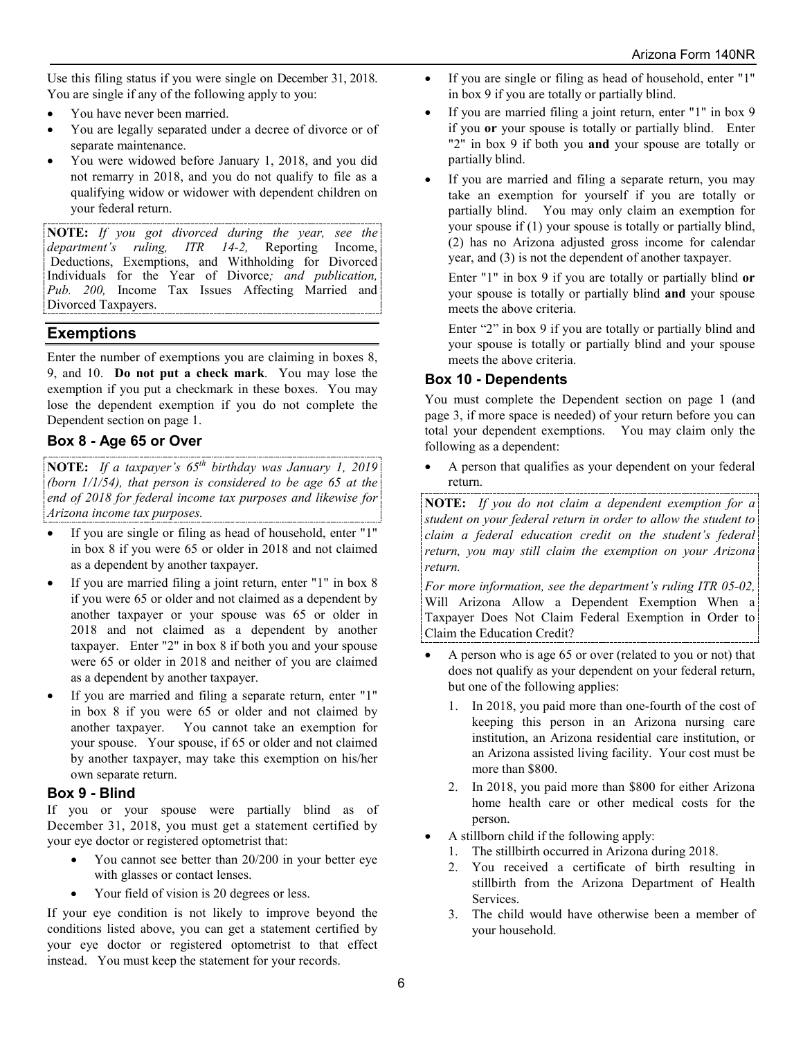Use this filing status if you were single on December 31, 2018. You are single if any of the following apply to you:

- You have never been married.
- You are legally separated under a decree of divorce or of separate maintenance.
- You were widowed before January 1, 2018, and you did not remarry in 2018, and you do not qualify to file as a qualifying widow or widower with dependent children on your federal return.

**NOTE:** *If you got divorced during the year, see the department's ruling, ITR 14-2,* Reporting Income, Deductions, Exemptions, and Withholding for Divorced Individuals for the Year of Divorce*; and publication, Pub. 200,* Income Tax Issues Affecting Married and Divorced Taxpayers.

## Exemptions

Enter the number of exemptions you are claiming in boxes 8, 9, and 10. **Do not put a check mark**. You may lose the exemption if you put a checkmark in these boxes. You may lose the dependent exemption if you do not complete the Dependent section on page 1.

### Box 8 - Age 65 or Over

**NOTE:** *If a taxpayer's 65th birthday was January 1, 2019 (born 1/1/54), that person is considered to be age 65 at the end of 2018 for federal income tax purposes and likewise for Arizona income tax purposes.*

- If you are single or filing as head of household, enter "1" in box 8 if you were 65 or older in 2018 and not claimed as a dependent by another taxpayer.
- If you are married filing a joint return, enter "1" in box 8 if you were 65 or older and not claimed as a dependent by another taxpayer or your spouse was 65 or older in 2018 and not claimed as a dependent by another taxpayer. Enter "2" in box 8 if both you and your spouse were 65 or older in 2018 and neither of you are claimed as a dependent by another taxpayer.
- If you are married and filing a separate return, enter "1" in box 8 if you were 65 or older and not claimed by another taxpayer. You cannot take an exemption for your spouse. Your spouse, if 65 or older and not claimed by another taxpayer, may take this exemption on his/her own separate return.

### Box 9 - Blind

If you or your spouse were partially blind as of December 31, 2018, you must get a statement certified by your eye doctor or registered optometrist that:

- You cannot see better than 20/200 in your better eye with glasses or contact lenses.
- Your field of vision is 20 degrees or less.

If your eye condition is not likely to improve beyond the conditions listed above, you can get a statement certified by your eye doctor or registered optometrist to that effect instead. You must keep the statement for your records.

- If you are single or filing as head of household, enter "1" in box 9 if you are totally or partially blind.
- If you are married filing a joint return, enter "1" in box 9 if you **or** your spouse is totally or partially blind. Enter "2" in box 9 if both you **and** your spouse are totally or partially blind.
- If you are married and filing a separate return, you may take an exemption for yourself if you are totally or partially blind. You may only claim an exemption for your spouse if (1) your spouse is totally or partially blind, (2) has no Arizona adjusted gross income for calendar year, and (3) is not the dependent of another taxpayer.

  Enter "1" in box 9 if you are totally or partially blind **or** your spouse is totally or partially blind **and** your spouse meets the above criteria.

  Enter "2" in box 9 if you are totally or partially blind and your spouse is totally or partially blind and your spouse meets the above criteria.

### Box 10 - Dependents

You must complete the Dependent section on page 1 (and page 3, if more space is needed) of your return before you can total your dependent exemptions. You may claim only the following as a dependent:

- A person that qualifies as your dependent on your federal return.

**NOTE:** *If you do not claim a dependent exemption for a student on your federal return in order to allow the student to claim a federal education credit on the student's federal return, you may still claim the exemption on your Arizona return.*

*For more information, see the department's ruling ITR 05-02,* Will Arizona Allow a Dependent Exemption When a Taxpayer Does Not Claim Federal Exemption in Order to Claim the Education Credit?

- A person who is age 65 or over (related to you or not) that does not qualify as your dependent on your federal return, but one of the following applies:
  1. In 2018, you paid more than one-fourth of the cost of keeping this person in an Arizona nursing care institution, an Arizona residential care institution, or an Arizona assisted living facility. Your cost must be more than $800.
  2. In 2018, you paid more than $800 for either Arizona home health care or other medical costs for the person.
- A stillborn child if the following apply:
  1. The stillbirth occurred in Arizona during 2018.
  2. You received a certificate of birth resulting in stillbirth from the Arizona Department of Health Services.
  3. The child would have otherwise been a member of your household.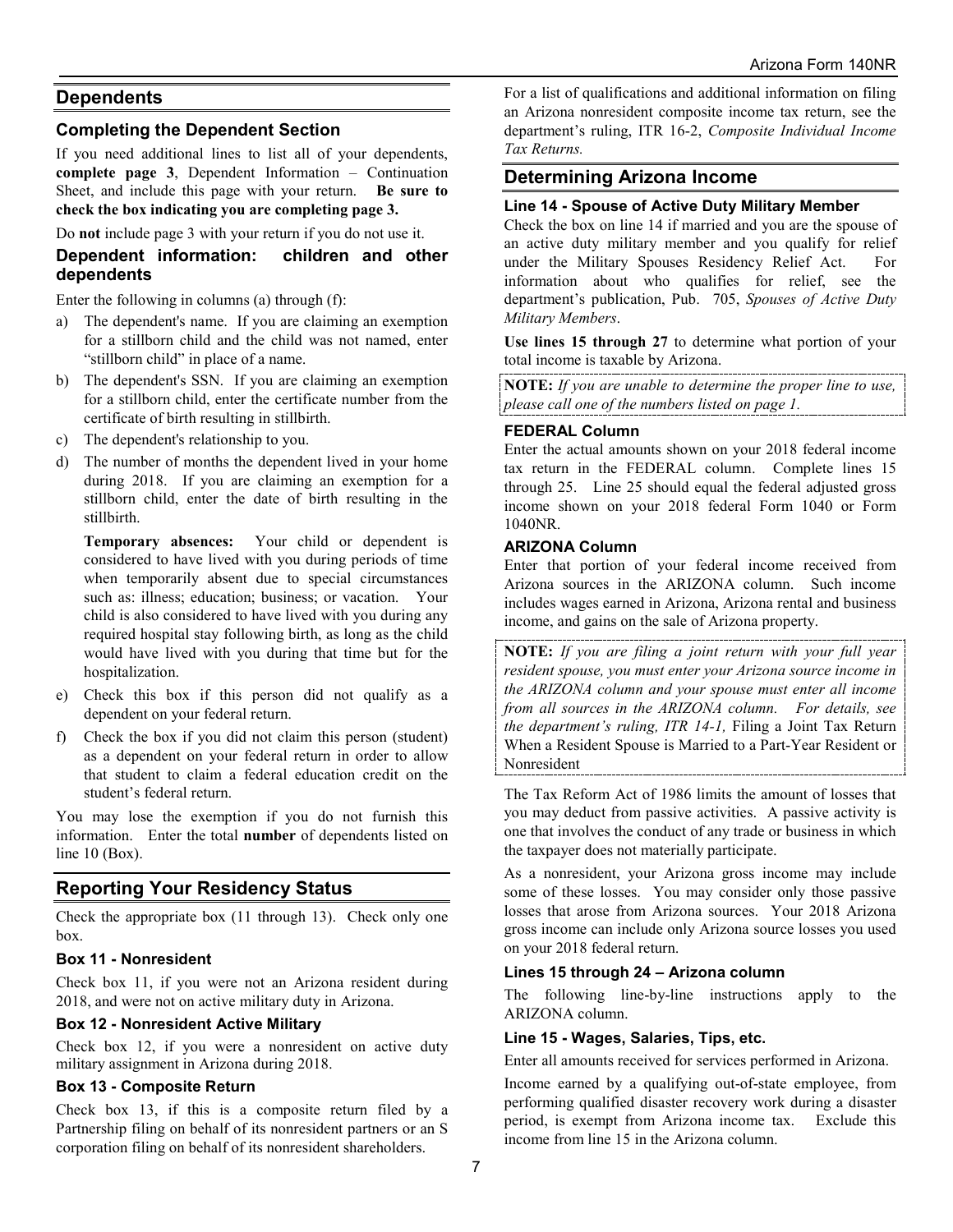## Dependents

### Completing the Dependent Section

If you need additional lines to list all of your dependents, **complete page 3**, Dependent Information – Continuation Sheet, and include this page with your return. **Be sure to check the box indicating you are completing page 3.**

Do **not** include page 3 with your return if you do not use it.

### Dependent information: children and other dependents

Enter the following in columns (a) through (f):

a) The dependent's name. If you are claiming an exemption for a stillborn child and the child was not named, enter "stillborn child" in place of a name.

b) The dependent's SSN. If you are claiming an exemption for a stillborn child, enter the certificate number from the certificate of birth resulting in stillbirth.

c) The dependent's relationship to you.

d) The number of months the dependent lived in your home during 2018. If you are claiming an exemption for a stillborn child, enter the date of birth resulting in the stillbirth.

   **Temporary absences:** Your child or dependent is considered to have lived with you during periods of time when temporarily absent due to special circumstances such as: illness; education; business; or vacation. Your child is also considered to have lived with you during any required hospital stay following birth, as long as the child would have lived with you during that time but for the hospitalization.

e) Check this box if this person did not qualify as a dependent on your federal return.

f) Check the box if you did not claim this person (student) as a dependent on your federal return in order to allow that student to claim a federal education credit on the student's federal return.

You may lose the exemption if you do not furnish this information. Enter the total **number** of dependents listed on line 10 (Box).

## Reporting Your Residency Status

Check the appropriate box (11 through 13). Check only one box.

### Box 11 - Nonresident

Check box 11, if you were not an Arizona resident during 2018, and were not on active military duty in Arizona.

### Box 12 - Nonresident Active Military

Check box 12, if you were a nonresident on active duty military assignment in Arizona during 2018.

### Box 13 - Composite Return

Check box 13, if this is a composite return filed by a Partnership filing on behalf of its nonresident partners or an S corporation filing on behalf of its nonresident shareholders.

For a list of qualifications and additional information on filing an Arizona nonresident composite income tax return, see the department's ruling, ITR 16-2, *Composite Individual Income Tax Returns.*

## Determining Arizona Income

### Line 14 - Spouse of Active Duty Military Member

Check the box on line 14 if married and you are the spouse of an active duty military member and you qualify for relief under the Military Spouses Residency Relief Act. For information about who qualifies for relief, see the department's publication, Pub. 705, *Spouses of Active Duty Military Members*.

**Use lines 15 through 27** to determine what portion of your total income is taxable by Arizona.

**NOTE:** *If you are unable to determine the proper line to use, please call one of the numbers listed on page 1.*

### FEDERAL Column

Enter the actual amounts shown on your 2018 federal income tax return in the FEDERAL column. Complete lines 15 through 25. Line 25 should equal the federal adjusted gross income shown on your 2018 federal Form 1040 or Form 1040NR.

### ARIZONA Column

Enter that portion of your federal income received from Arizona sources in the ARIZONA column. Such income includes wages earned in Arizona, Arizona rental and business income, and gains on the sale of Arizona property.

**NOTE:** *If you are filing a joint return with your full year resident spouse, you must enter your Arizona source income in the ARIZONA column and your spouse must enter all income from all sources in the ARIZONA column. For details, see the department's ruling, ITR 14-1,* Filing a Joint Tax Return When a Resident Spouse is Married to a Part-Year Resident or Nonresident

The Tax Reform Act of 1986 limits the amount of losses that you may deduct from passive activities. A passive activity is one that involves the conduct of any trade or business in which the taxpayer does not materially participate.

As a nonresident, your Arizona gross income may include some of these losses. You may consider only those passive losses that arose from Arizona sources. Your 2018 Arizona gross income can include only Arizona source losses you used on your 2018 federal return.

### Lines 15 through 24 – Arizona column

The following line-by-line instructions apply to the ARIZONA column.

### Line 15 - Wages, Salaries, Tips, etc.

Enter all amounts received for services performed in Arizona.

Income earned by a qualifying out-of-state employee, from performing qualified disaster recovery work during a disaster period, is exempt from Arizona income tax. Exclude this income from line 15 in the Arizona column.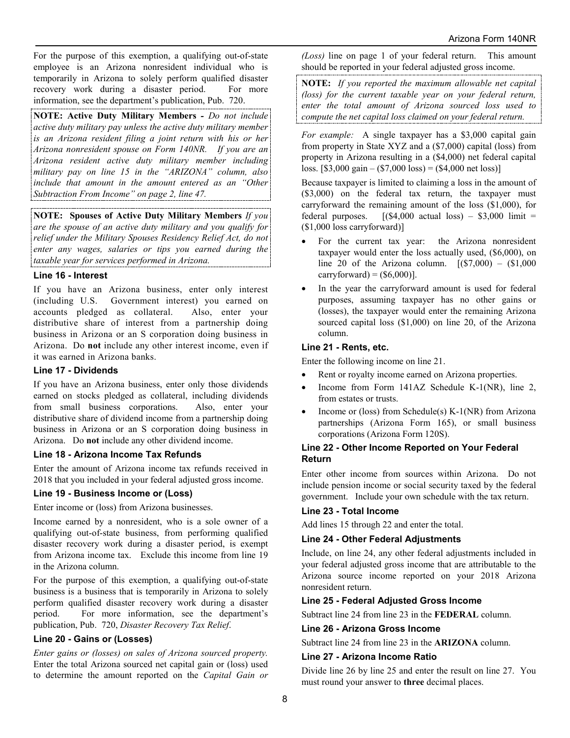For the purpose of this exemption, a qualifying out-of-state employee is an Arizona nonresident individual who is temporarily in Arizona to solely perform qualified disaster recovery work during a disaster period. For more information, see the department's publication, Pub. 720.

**NOTE: Active Duty Military Members -** *Do not include active duty military pay unless the active duty military member is an Arizona resident filing a joint return with his or her Arizona nonresident spouse on Form 140NR. If you are an Arizona resident active duty military member including military pay on line 15 in the "ARIZONA" column, also include that amount in the amount entered as an "Other Subtraction From Income" on page 2, line 47.*

**NOTE: Spouses of Active Duty Military Members** *If you are the spouse of an active duty military and you qualify for relief under the Military Spouses Residency Relief Act, do not enter any wages, salaries or tips you earned during the taxable year for services performed in Arizona.*

### Line 16 - Interest

If you have an Arizona business, enter only interest (including U.S. Government interest) you earned on accounts pledged as collateral. Also, enter your distributive share of interest from a partnership doing business in Arizona or an S corporation doing business in Arizona. Do **not** include any other interest income, even if it was earned in Arizona banks.

### Line 17 - Dividends

If you have an Arizona business, enter only those dividends earned on stocks pledged as collateral, including dividends from small business corporations. Also, enter your distributive share of dividend income from a partnership doing business in Arizona or an S corporation doing business in Arizona. Do **not** include any other dividend income.

### Line 18 - Arizona Income Tax Refunds

Enter the amount of Arizona income tax refunds received in 2018 that you included in your federal adjusted gross income.

### Line 19 - Business Income or (Loss)

Enter income or (loss) from Arizona businesses.

Income earned by a nonresident, who is a sole owner of a qualifying out-of-state business, from performing qualified disaster recovery work during a disaster period, is exempt from Arizona income tax. Exclude this income from line 19 in the Arizona column.

For the purpose of this exemption, a qualifying out-of-state business is a business that is temporarily in Arizona to solely perform qualified disaster recovery work during a disaster period. For more information, see the department's publication, Pub. 720, *Disaster Recovery Tax Relief*.

### Line 20 - Gains or (Losses)

*Enter gains or (losses) on sales of Arizona sourced property.* Enter the total Arizona sourced net capital gain or (loss) used to determine the amount reported on the *Capital Gain or (Loss)* line on page 1 of your federal return. This amount should be reported in your federal adjusted gross income.

**NOTE:** *If you reported the maximum allowable net capital (loss) for the current taxable year on your federal return, enter the total amount of Arizona sourced loss used to compute the net capital loss claimed on your federal return.*

*For example:* A single taxpayer has a $3,000 capital gain from property in State XYZ and a ($7,000) capital (loss) from property in Arizona resulting in a ($4,000) net federal capital loss. [$3,000 gain – ($7,000 loss) = ($4,000 net loss)]

Because taxpayer is limited to claiming a loss in the amount of ($3,000) on the federal tax return, the taxpayer must carryforward the remaining amount of the loss ($1,000), for federal purposes. [($4,000 actual loss) – $3,000 limit = ($1,000 loss carryforward)]

- For the current tax year: the Arizona nonresident taxpayer would enter the loss actually used, ($6,000), on line 20 of the Arizona column. [($7,000) – ($1,000 carryforward) = ($6,000)].
- In the year the carryforward amount is used for federal purposes, assuming taxpayer has no other gains or (losses), the taxpayer would enter the remaining Arizona sourced capital loss ($1,000) on line 20, of the Arizona column.

### Line 21 - Rents, etc.

Enter the following income on line 21.

- Rent or royalty income earned on Arizona properties.
- Income from Form 141AZ Schedule K-1(NR), line 2, from estates or trusts.
- Income or (loss) from Schedule(s) K-1(NR) from Arizona partnerships (Arizona Form 165), or small business corporations (Arizona Form 120S).

### Line 22 - Other Income Reported on Your Federal Return

Enter other income from sources within Arizona. Do not include pension income or social security taxed by the federal government. Include your own schedule with the tax return.

### Line 23 - Total Income

Add lines 15 through 22 and enter the total.

### Line 24 - Other Federal Adjustments

Include, on line 24, any other federal adjustments included in your federal adjusted gross income that are attributable to the Arizona source income reported on your 2018 Arizona nonresident return.

### Line 25 - Federal Adjusted Gross Income

Subtract line 24 from line 23 in the **FEDERAL** column.

### Line 26 - Arizona Gross Income

Subtract line 24 from line 23 in the **ARIZONA** column.

### Line 27 - Arizona Income Ratio

Divide line 26 by line 25 and enter the result on line 27. You must round your answer to **three** decimal places.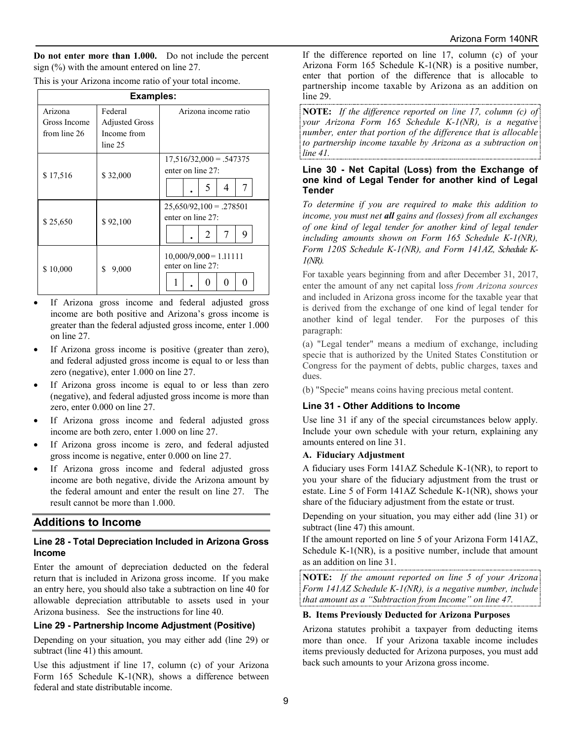**Do not enter more than 1.000.** Do not include the percent sign (%) with the amount entered on line 27.

This is your Arizona income ratio of your total income.

| Examples: | | |
|---|---|---|
| Arizona Gross Income from line 26 | Federal Adjusted Gross Income from line 25 | Arizona income ratio |
| $ 17,516 | $ 32,000 | 17,516/32,000 = .547375 enter on line 27: . 5 4 7 |
| $ 25,650 | $ 92,100 | 25,650/92,100 = .278501 enter on line 27: . 2 7 9 |
| $ 10,000 | $ 9,000 | 10,000/9,000 = 1.11111 enter on line 27: 1 . 0 0 0 |

- If Arizona gross income and federal adjusted gross income are both positive and Arizona's gross income is greater than the federal adjusted gross income, enter 1.000 on line 27.
- If Arizona gross income is positive (greater than zero), and federal adjusted gross income is equal to or less than zero (negative), enter 1.000 on line 27.
- If Arizona gross income is equal to or less than zero (negative), and federal adjusted gross income is more than zero, enter 0.000 on line 27.
- If Arizona gross income and federal adjusted gross income are both zero, enter 1.000 on line 27.
- If Arizona gross income is zero, and federal adjusted gross income is negative, enter 0.000 on line 27.
- If Arizona gross income and federal adjusted gross income are both negative, divide the Arizona amount by the federal amount and enter the result on line 27. The result cannot be more than 1.000.

## Additions to Income

### Line 28 - Total Depreciation Included in Arizona Gross Income

Enter the amount of depreciation deducted on the federal return that is included in Arizona gross income. If you make an entry here, you should also take a subtraction on line 40 for allowable depreciation attributable to assets used in your Arizona business. See the instructions for line 40.

### Line 29 - Partnership Income Adjustment (Positive)

Depending on your situation, you may either add (line 29) or subtract (line 41) this amount.

Use this adjustment if line 17, column (c) of your Arizona Form 165 Schedule K-1(NR), shows a difference between federal and state distributable income.

If the difference reported on line 17, column (c) of your Arizona Form 165 Schedule K-1(NR) is a positive number, enter that portion of the difference that is allocable to partnership income taxable by Arizona as an addition on line 29.

**NOTE:** *If the difference reported on line 17, column (c) of your Arizona Form 165 Schedule K-1(NR), is a negative number, enter that portion of the difference that is allocable to partnership income taxable by Arizona as a subtraction on line 41.*

### Line 30 - Net Capital (Loss) from the Exchange of one kind of Legal Tender for another kind of Legal Tender

*To determine if you are required to make this addition to income, you must net **all** gains and (losses) from all exchanges of one kind of legal tender for another kind of legal tender including amounts shown on Form 165 Schedule K-1(NR), Form 120S Schedule K-1(NR), and Form 141AZ, Schedule K-1(NR).*

For taxable years beginning from and after December 31, 2017, enter the amount of any net capital loss *from Arizona sources* and included in Arizona gross income for the taxable year that is derived from the exchange of one kind of legal tender for another kind of legal tender. For the purposes of this paragraph:

(a) "Legal tender" means a medium of exchange, including specie that is authorized by the United States Constitution or Congress for the payment of debts, public charges, taxes and dues.

(b) "Specie" means coins having precious metal content.

### Line 31 - Other Additions to Income

Use line 31 if any of the special circumstances below apply. Include your own schedule with your return, explaining any amounts entered on line 31.

**A. Fiduciary Adjustment**

A fiduciary uses Form 141AZ Schedule K-1(NR), to report to you your share of the fiduciary adjustment from the trust or estate. Line 5 of Form 141AZ Schedule K-1(NR), shows your share of the fiduciary adjustment from the estate or trust.

Depending on your situation, you may either add (line 31) or subtract (line 47) this amount.

If the amount reported on line 5 of your Arizona Form 141AZ, Schedule K-1(NR), is a positive number, include that amount as an addition on line 31.

**NOTE:** *If the amount reported on line 5 of your Arizona Form 141AZ Schedule K-1(NR), is a negative number, include that amount as a "Subtraction from Income" on line 47.*

**B. Items Previously Deducted for Arizona Purposes**

Arizona statutes prohibit a taxpayer from deducting items more than once. If your Arizona taxable income includes items previously deducted for Arizona purposes, you must add back such amounts to your Arizona gross income.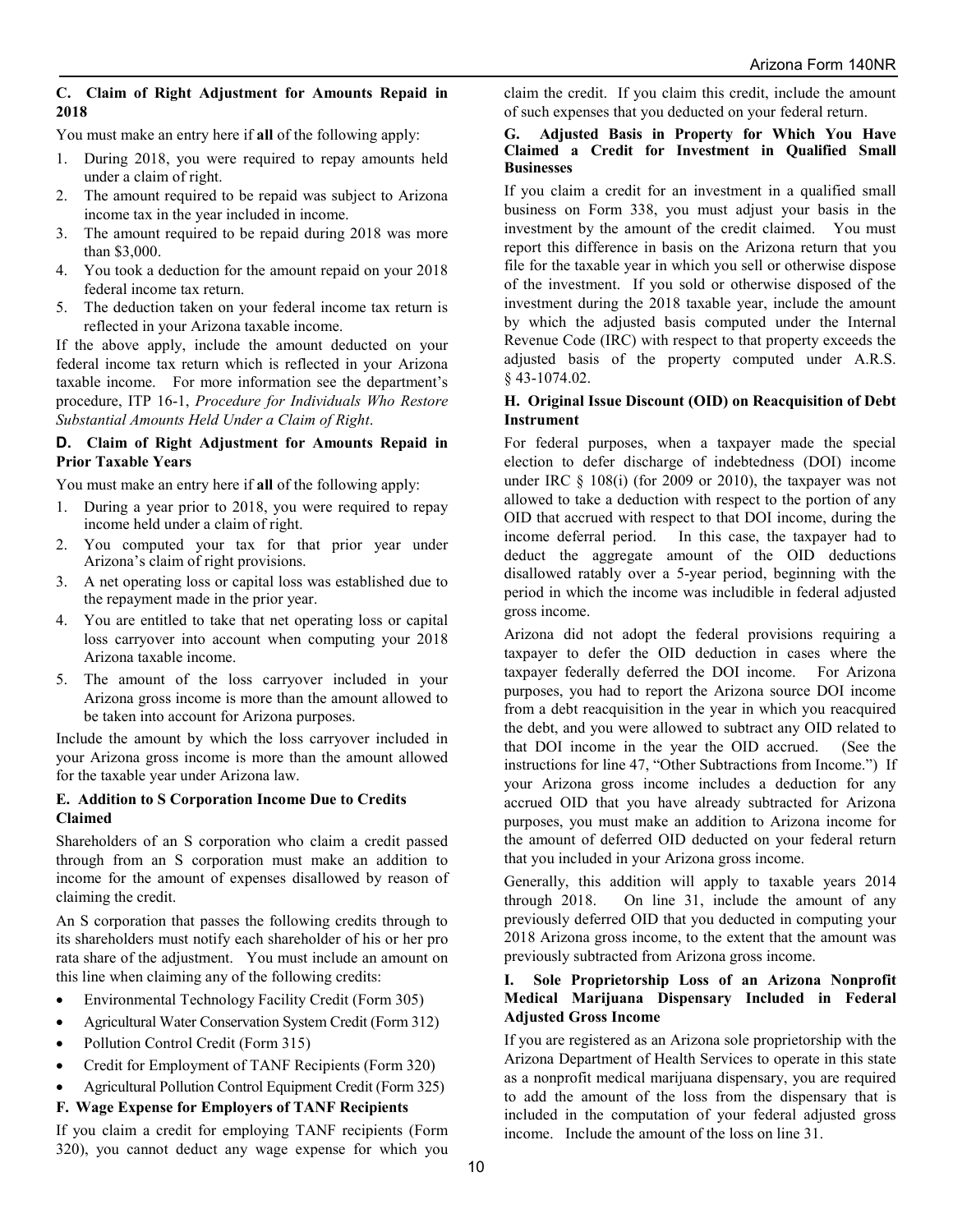### C. Claim of Right Adjustment for Amounts Repaid in 2018

You must make an entry here if **all** of the following apply:

1. During 2018, you were required to repay amounts held under a claim of right.
2. The amount required to be repaid was subject to Arizona income tax in the year included in income.
3. The amount required to be repaid during 2018 was more than $3,000.
4. You took a deduction for the amount repaid on your 2018 federal income tax return.
5. The deduction taken on your federal income tax return is reflected in your Arizona taxable income.

If the above apply, include the amount deducted on your federal income tax return which is reflected in your Arizona taxable income. For more information see the department's procedure, ITP 16-1, *Procedure for Individuals Who Restore Substantial Amounts Held Under a Claim of Right*.

### D. Claim of Right Adjustment for Amounts Repaid in Prior Taxable Years

You must make an entry here if **all** of the following apply:

1. During a year prior to 2018, you were required to repay income held under a claim of right.
2. You computed your tax for that prior year under Arizona's claim of right provisions.
3. A net operating loss or capital loss was established due to the repayment made in the prior year.
4. You are entitled to take that net operating loss or capital loss carryover into account when computing your 2018 Arizona taxable income.
5. The amount of the loss carryover included in your Arizona gross income is more than the amount allowed to be taken into account for Arizona purposes.

Include the amount by which the loss carryover included in your Arizona gross income is more than the amount allowed for the taxable year under Arizona law.

### E. Addition to S Corporation Income Due to Credits Claimed

Shareholders of an S corporation who claim a credit passed through from an S corporation must make an addition to income for the amount of expenses disallowed by reason of claiming the credit.

An S corporation that passes the following credits through to its shareholders must notify each shareholder of his or her pro rata share of the adjustment. You must include an amount on this line when claiming any of the following credits:

- Environmental Technology Facility Credit (Form 305)
- Agricultural Water Conservation System Credit (Form 312)
- Pollution Control Credit (Form 315)
- Credit for Employment of TANF Recipients (Form 320)
- Agricultural Pollution Control Equipment Credit (Form 325)

### F. Wage Expense for Employers of TANF Recipients

If you claim a credit for employing TANF recipients (Form 320), you cannot deduct any wage expense for which you claim the credit. If you claim this credit, include the amount of such expenses that you deducted on your federal return.

### G. Adjusted Basis in Property for Which You Have Claimed a Credit for Investment in Qualified Small Businesses

If you claim a credit for an investment in a qualified small business on Form 338, you must adjust your basis in the investment by the amount of the credit claimed. You must report this difference in basis on the Arizona return that you file for the taxable year in which you sell or otherwise dispose of the investment. If you sold or otherwise disposed of the investment during the 2018 taxable year, include the amount by which the adjusted basis computed under the Internal Revenue Code (IRC) with respect to that property exceeds the adjusted basis of the property computed under A.R.S. § 43-1074.02.

### H. Original Issue Discount (OID) on Reacquisition of Debt Instrument

For federal purposes, when a taxpayer made the special election to defer discharge of indebtedness (DOI) income under IRC § 108(i) (for 2009 or 2010), the taxpayer was not allowed to take a deduction with respect to the portion of any OID that accrued with respect to that DOI income, during the income deferral period. In this case, the taxpayer had to deduct the aggregate amount of the OID deductions disallowed ratably over a 5-year period, beginning with the period in which the income was includible in federal adjusted gross income.

Arizona did not adopt the federal provisions requiring a taxpayer to defer the OID deduction in cases where the taxpayer federally deferred the DOI income. For Arizona purposes, you had to report the Arizona source DOI income from a debt reacquisition in the year in which you reacquired the debt, and you were allowed to subtract any OID related to that DOI income in the year the OID accrued. (See the instructions for line 47, "Other Subtractions from Income.") If your Arizona gross income includes a deduction for any accrued OID that you have already subtracted for Arizona purposes, you must make an addition to Arizona income for the amount of deferred OID deducted on your federal return that you included in your Arizona gross income.

Generally, this addition will apply to taxable years 2014 through 2018. On line 31, include the amount of any previously deferred OID that you deducted in computing your 2018 Arizona gross income, to the extent that the amount was previously subtracted from Arizona gross income.

### I. Sole Proprietorship Loss of an Arizona Nonprofit Medical Marijuana Dispensary Included in Federal Adjusted Gross Income

If you are registered as an Arizona sole proprietorship with the Arizona Department of Health Services to operate in this state as a nonprofit medical marijuana dispensary, you are required to add the amount of the loss from the dispensary that is included in the computation of your federal adjusted gross income. Include the amount of the loss on line 31.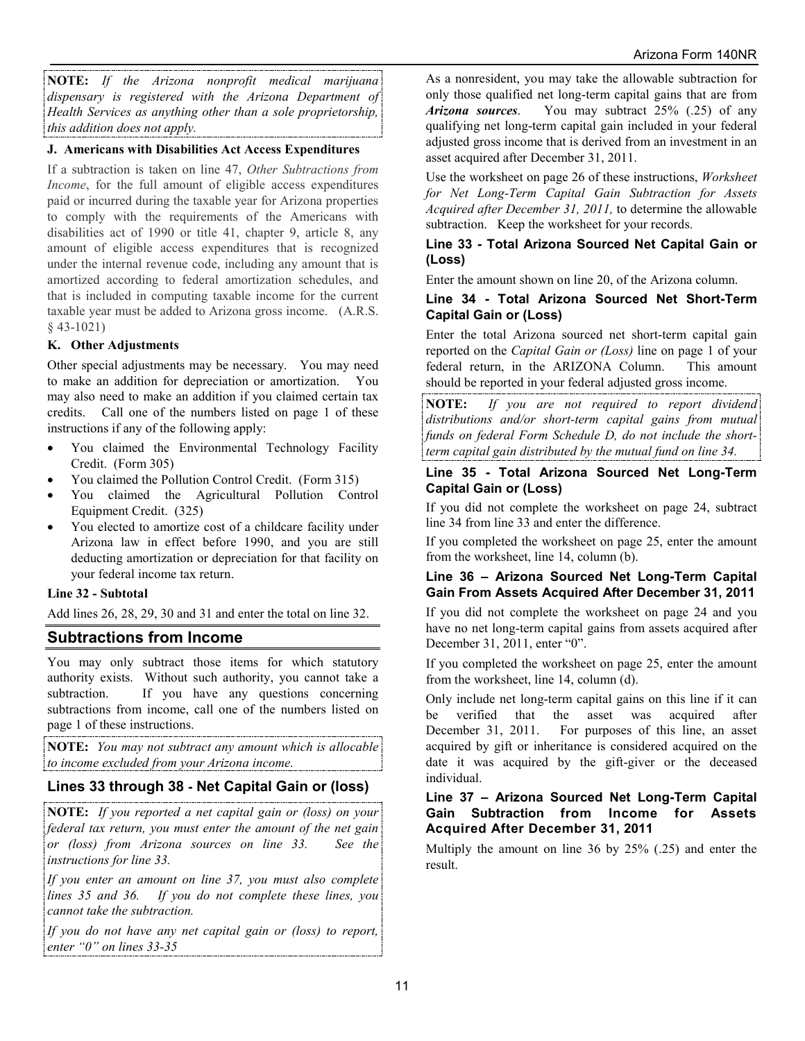**NOTE:** *If the Arizona nonprofit medical marijuana dispensary is registered with the Arizona Department of Health Services as anything other than a sole proprietorship, this addition does not apply.*

#### J. Americans with Disabilities Act Access Expenditures

If a subtraction is taken on line 47, *Other Subtractions from Income*, for the full amount of eligible access expenditures paid or incurred during the taxable year for Arizona properties to comply with the requirements of the Americans with disabilities act of 1990 or title 41, chapter 9, article 8, any amount of eligible access expenditures that is recognized under the internal revenue code, including any amount that is amortized according to federal amortization schedules, and that is included in computing taxable income for the current taxable year must be added to Arizona gross income. (A.R.S. § 43-1021)

#### K. Other Adjustments

Other special adjustments may be necessary. You may need to make an addition for depreciation or amortization. You may also need to make an addition if you claimed certain tax credits. Call one of the numbers listed on page 1 of these instructions if any of the following apply:

- You claimed the Environmental Technology Facility Credit. (Form 305)
- You claimed the Pollution Control Credit. (Form 315)
- You claimed the Agricultural Pollution Control Equipment Credit. (325)
- You elected to amortize cost of a childcare facility under Arizona law in effect before 1990, and you are still deducting amortization or depreciation for that facility on your federal income tax return.

#### Line 32 - Subtotal

Add lines 26, 28, 29, 30 and 31 and enter the total on line 32.

## Subtractions from Income

You may only subtract those items for which statutory authority exists. Without such authority, you cannot take a subtraction. If you have any questions concerning subtractions from income, call one of the numbers listed on page 1 of these instructions.

**NOTE:** *You may not subtract any amount which is allocable to income excluded from your Arizona income.*

### Lines 33 through 38 - Net Capital Gain or (loss)

**NOTE:** *If you reported a net capital gain or (loss) on your federal tax return, you must enter the amount of the net gain or (loss) from Arizona sources on line 33. See the instructions for line 33.*

*If you enter an amount on line 37, you must also complete lines 35 and 36. If you do not complete these lines, you cannot take the subtraction.*

*If you do not have any net capital gain or (loss) to report, enter "0" on lines 33-35*

As a nonresident, you may take the allowable subtraction for only those qualified net long-term capital gains that are from ***Arizona sources***. You may subtract 25% (.25) of any qualifying net long-term capital gain included in your federal adjusted gross income that is derived from an investment in an asset acquired after December 31, 2011.

Use the worksheet on page 26 of these instructions, *Worksheet for Net Long-Term Capital Gain Subtraction for Assets Acquired after December 31, 2011,* to determine the allowable subtraction. Keep the worksheet for your records.

#### Line 33 - Total Arizona Sourced Net Capital Gain or (Loss)

Enter the amount shown on line 20, of the Arizona column.

#### Line 34 - Total Arizona Sourced Net Short-Term Capital Gain or (Loss)

Enter the total Arizona sourced net short-term capital gain reported on the *Capital Gain or (Loss)* line on page 1 of your federal return, in the ARIZONA Column. This amount should be reported in your federal adjusted gross income.

**NOTE:** *If you are not required to report dividend distributions and/or short-term capital gains from mutual funds on federal Form Schedule D, do not include the short-term capital gain distributed by the mutual fund on line 34.*

#### Line 35 - Total Arizona Sourced Net Long-Term Capital Gain or (Loss)

If you did not complete the worksheet on page 24, subtract line 34 from line 33 and enter the difference.

If you completed the worksheet on page 25, enter the amount from the worksheet, line 14, column (b).

#### Line 36 – Arizona Sourced Net Long-Term Capital Gain From Assets Acquired After December 31, 2011

If you did not complete the worksheet on page 24 and you have no net long-term capital gains from assets acquired after December 31, 2011, enter "0".

If you completed the worksheet on page 25, enter the amount from the worksheet, line 14, column (d).

Only include net long-term capital gains on this line if it can be verified that the asset was acquired after December 31, 2011. For purposes of this line, an asset acquired by gift or inheritance is considered acquired on the date it was acquired by the gift-giver or the deceased individual.

#### Line 37 – Arizona Sourced Net Long-Term Capital Gain Subtraction from Income for Assets Acquired After December 31, 2011

Multiply the amount on line 36 by 25% (.25) and enter the result.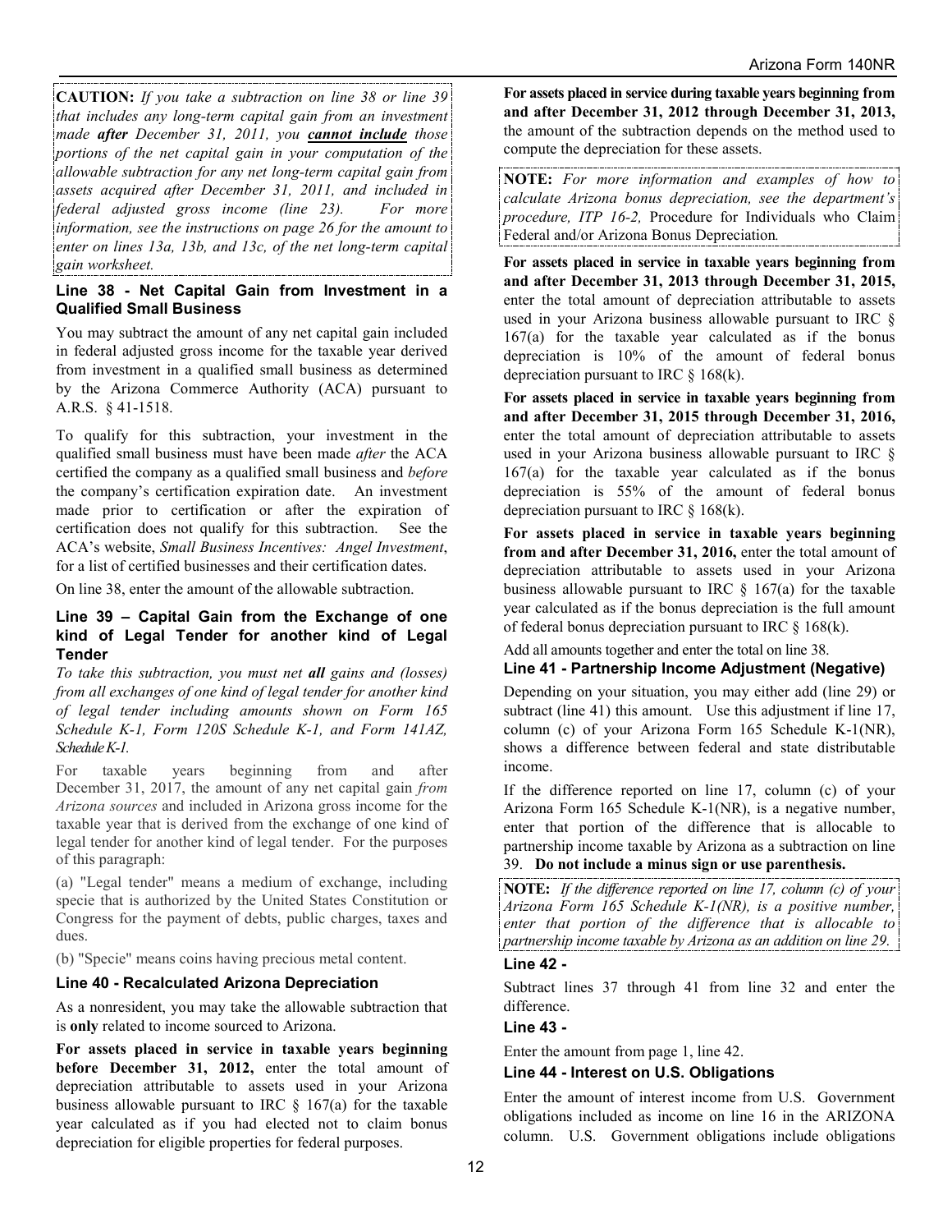**CAUTION:** *If you take a subtraction on line 38 or line 39 that includes any long-term capital gain from an investment made* ***after*** *December 31, 2011, you* ***cannot include*** *those portions of the net capital gain in your computation of the allowable subtraction for any net long-term capital gain from assets acquired after December 31, 2011, and included in federal adjusted gross income (line 23). For more information, see the instructions on page 26 for the amount to enter on lines 13a, 13b, and 13c, of the net long-term capital gain worksheet.*

### Line 38 - Net Capital Gain from Investment in a Qualified Small Business

You may subtract the amount of any net capital gain included in federal adjusted gross income for the taxable year derived from investment in a qualified small business as determined by the Arizona Commerce Authority (ACA) pursuant to A.R.S. § 41-1518.

To qualify for this subtraction, your investment in the qualified small business must have been made *after* the ACA certified the company as a qualified small business and *before* the company's certification expiration date. An investment made prior to certification or after the expiration of certification does not qualify for this subtraction. See the ACA's website, *Small Business Incentives: Angel Investment*, for a list of certified businesses and their certification dates.

On line 38, enter the amount of the allowable subtraction.

### Line 39 – Capital Gain from the Exchange of one kind of Legal Tender for another kind of Legal Tender

*To take this subtraction, you must net* ***all*** *gains and (losses) from all exchanges of one kind of legal tender for another kind of legal tender including amounts shown on Form 165 Schedule K-1, Form 120S Schedule K-1, and Form 141AZ, Schedule K-1.*

For taxable years beginning from and after December 31, 2017, the amount of any net capital gain *from Arizona sources* and included in Arizona gross income for the taxable year that is derived from the exchange of one kind of legal tender for another kind of legal tender. For the purposes of this paragraph:

(a) "Legal tender" means a medium of exchange, including specie that is authorized by the United States Constitution or Congress for the payment of debts, public charges, taxes and dues.

(b) "Specie" means coins having precious metal content.

### Line 40 - Recalculated Arizona Depreciation

As a nonresident, you may take the allowable subtraction that is **only** related to income sourced to Arizona.

**For assets placed in service in taxable years beginning before December 31, 2012,** enter the total amount of depreciation attributable to assets used in your Arizona business allowable pursuant to IRC § 167(a) for the taxable year calculated as if you had elected not to claim bonus depreciation for eligible properties for federal purposes.

**For assets placed in service during taxable years beginning from and after December 31, 2012 through December 31, 2013,** the amount of the subtraction depends on the method used to compute the depreciation for these assets.

**NOTE:** *For more information and examples of how to calculate Arizona bonus depreciation, see the department's procedure, ITP 16-2,* Procedure for Individuals who Claim Federal and/or Arizona Bonus Depreciation*.*

**For assets placed in service in taxable years beginning from and after December 31, 2013 through December 31, 2015,** enter the total amount of depreciation attributable to assets used in your Arizona business allowable pursuant to IRC § 167(a) for the taxable year calculated as if the bonus depreciation is 10% of the amount of federal bonus depreciation pursuant to IRC § 168(k).

**For assets placed in service in taxable years beginning from and after December 31, 2015 through December 31, 2016,** enter the total amount of depreciation attributable to assets used in your Arizona business allowable pursuant to IRC § 167(a) for the taxable year calculated as if the bonus depreciation is 55% of the amount of federal bonus depreciation pursuant to IRC § 168(k).

**For assets placed in service in taxable years beginning from and after December 31, 2016,** enter the total amount of depreciation attributable to assets used in your Arizona business allowable pursuant to IRC § 167(a) for the taxable year calculated as if the bonus depreciation is the full amount of federal bonus depreciation pursuant to IRC § 168(k).

Add all amounts together and enter the total on line 38.

### Line 41 - Partnership Income Adjustment (Negative)

Depending on your situation, you may either add (line 29) or subtract (line 41) this amount. Use this adjustment if line 17, column (c) of your Arizona Form 165 Schedule K-1(NR), shows a difference between federal and state distributable income.

If the difference reported on line 17, column (c) of your Arizona Form 165 Schedule K-1(NR), is a negative number, enter that portion of the difference that is allocable to partnership income taxable by Arizona as a subtraction on line 39. **Do not include a minus sign or use parenthesis.**

**NOTE:** *If the difference reported on line 17, column (c) of your Arizona Form 165 Schedule K-1(NR), is a positive number, enter that portion of the difference that is allocable to partnership income taxable by Arizona as an addition on line 29.*

### Line 42 -

Subtract lines 37 through 41 from line 32 and enter the difference.

### Line 43 -

Enter the amount from page 1, line 42.

### Line 44 - Interest on U.S. Obligations

Enter the amount of interest income from U.S. Government obligations included as income on line 16 in the ARIZONA column. U.S. Government obligations include obligations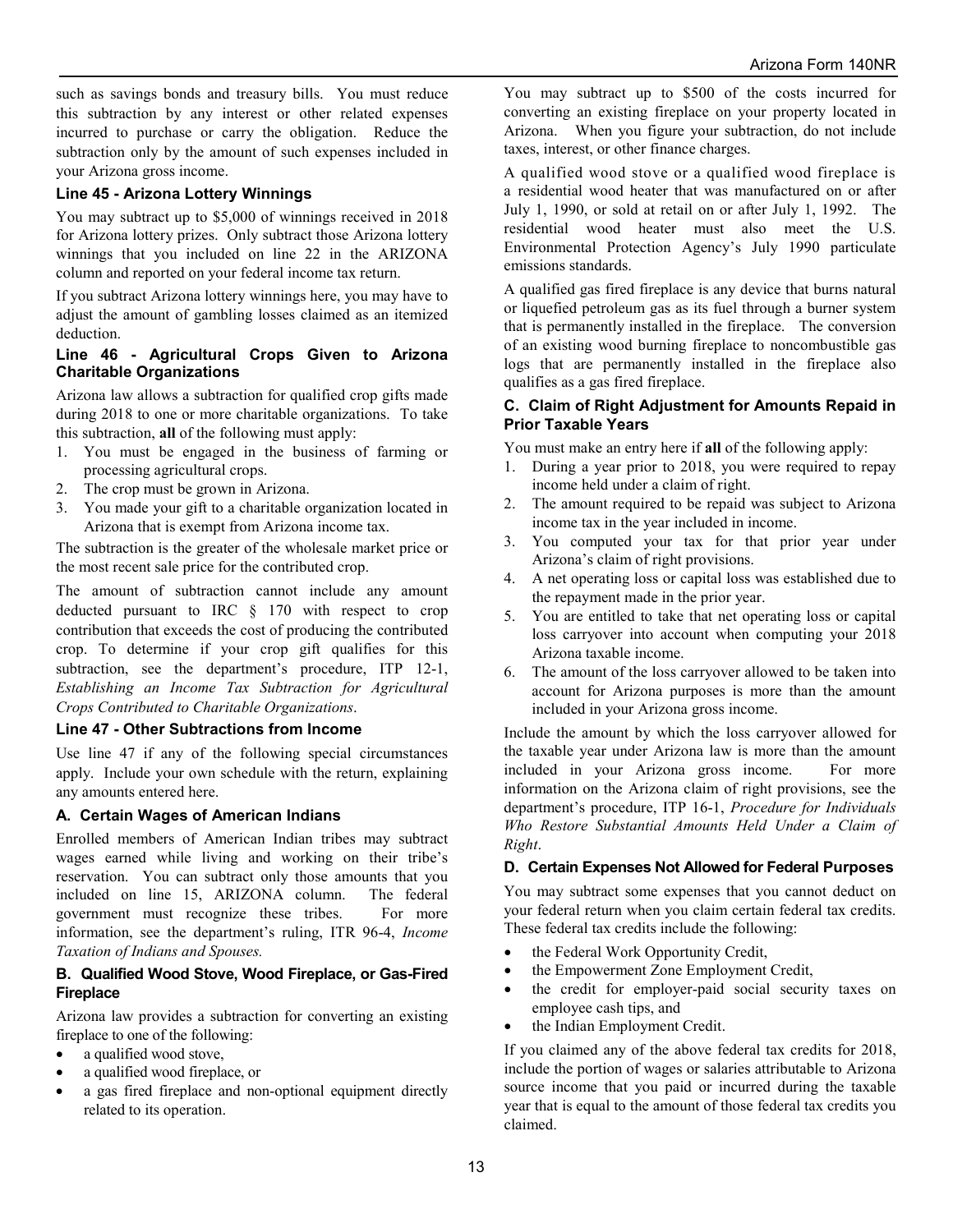such as savings bonds and treasury bills. You must reduce this subtraction by any interest or other related expenses incurred to purchase or carry the obligation. Reduce the subtraction only by the amount of such expenses included in your Arizona gross income.

### Line 45 - Arizona Lottery Winnings

You may subtract up to $5,000 of winnings received in 2018 for Arizona lottery prizes. Only subtract those Arizona lottery winnings that you included on line 22 in the ARIZONA column and reported on your federal income tax return.

If you subtract Arizona lottery winnings here, you may have to adjust the amount of gambling losses claimed as an itemized deduction.

### Line 46 - Agricultural Crops Given to Arizona Charitable Organizations

Arizona law allows a subtraction for qualified crop gifts made during 2018 to one or more charitable organizations. To take this subtraction, **all** of the following must apply:

1. You must be engaged in the business of farming or processing agricultural crops.
2. The crop must be grown in Arizona.
3. You made your gift to a charitable organization located in Arizona that is exempt from Arizona income tax.

The subtraction is the greater of the wholesale market price or the most recent sale price for the contributed crop.

The amount of subtraction cannot include any amount deducted pursuant to IRC § 170 with respect to crop contribution that exceeds the cost of producing the contributed crop. To determine if your crop gift qualifies for this subtraction, see the department's procedure, ITP 12-1, *Establishing an Income Tax Subtraction for Agricultural Crops Contributed to Charitable Organizations*.

### Line 47 - Other Subtractions from Income

Use line 47 if any of the following special circumstances apply. Include your own schedule with the return, explaining any amounts entered here.

#### A. Certain Wages of American Indians

Enrolled members of American Indian tribes may subtract wages earned while living and working on their tribe's reservation. You can subtract only those amounts that you included on line 15, ARIZONA column. The federal government must recognize these tribes. For more information, see the department's ruling, ITR 96-4, *Income Taxation of Indians and Spouses.*

#### B. Qualified Wood Stove, Wood Fireplace, or Gas-Fired Fireplace

Arizona law provides a subtraction for converting an existing fireplace to one of the following:

- a qualified wood stove,
- a qualified wood fireplace, or
- a gas fired fireplace and non-optional equipment directly related to its operation.

You may subtract up to $500 of the costs incurred for converting an existing fireplace on your property located in Arizona. When you figure your subtraction, do not include taxes, interest, or other finance charges.

A qualified wood stove or a qualified wood fireplace is a residential wood heater that was manufactured on or after July 1, 1990, or sold at retail on or after July 1, 1992. The residential wood heater must also meet the U.S. Environmental Protection Agency's July 1990 particulate emissions standards.

A qualified gas fired fireplace is any device that burns natural or liquefied petroleum gas as its fuel through a burner system that is permanently installed in the fireplace. The conversion of an existing wood burning fireplace to noncombustible gas logs that are permanently installed in the fireplace also qualifies as a gas fired fireplace.

#### C. Claim of Right Adjustment for Amounts Repaid in Prior Taxable Years

You must make an entry here if **all** of the following apply:

1. During a year prior to 2018, you were required to repay income held under a claim of right.
2. The amount required to be repaid was subject to Arizona income tax in the year included in income.
3. You computed your tax for that prior year under Arizona's claim of right provisions.
4. A net operating loss or capital loss was established due to the repayment made in the prior year.
5. You are entitled to take that net operating loss or capital loss carryover into account when computing your 2018 Arizona taxable income.
6. The amount of the loss carryover allowed to be taken into account for Arizona purposes is more than the amount included in your Arizona gross income.

Include the amount by which the loss carryover allowed for the taxable year under Arizona law is more than the amount included in your Arizona gross income. For more information on the Arizona claim of right provisions, see the department's procedure, ITP 16-1, *Procedure for Individuals Who Restore Substantial Amounts Held Under a Claim of Right*.

#### D. Certain Expenses Not Allowed for Federal Purposes

You may subtract some expenses that you cannot deduct on your federal return when you claim certain federal tax credits. These federal tax credits include the following:

- the Federal Work Opportunity Credit,
- the Empowerment Zone Employment Credit,
- the credit for employer-paid social security taxes on employee cash tips, and
- the Indian Employment Credit.

If you claimed any of the above federal tax credits for 2018, include the portion of wages or salaries attributable to Arizona source income that you paid or incurred during the taxable year that is equal to the amount of those federal tax credits you claimed.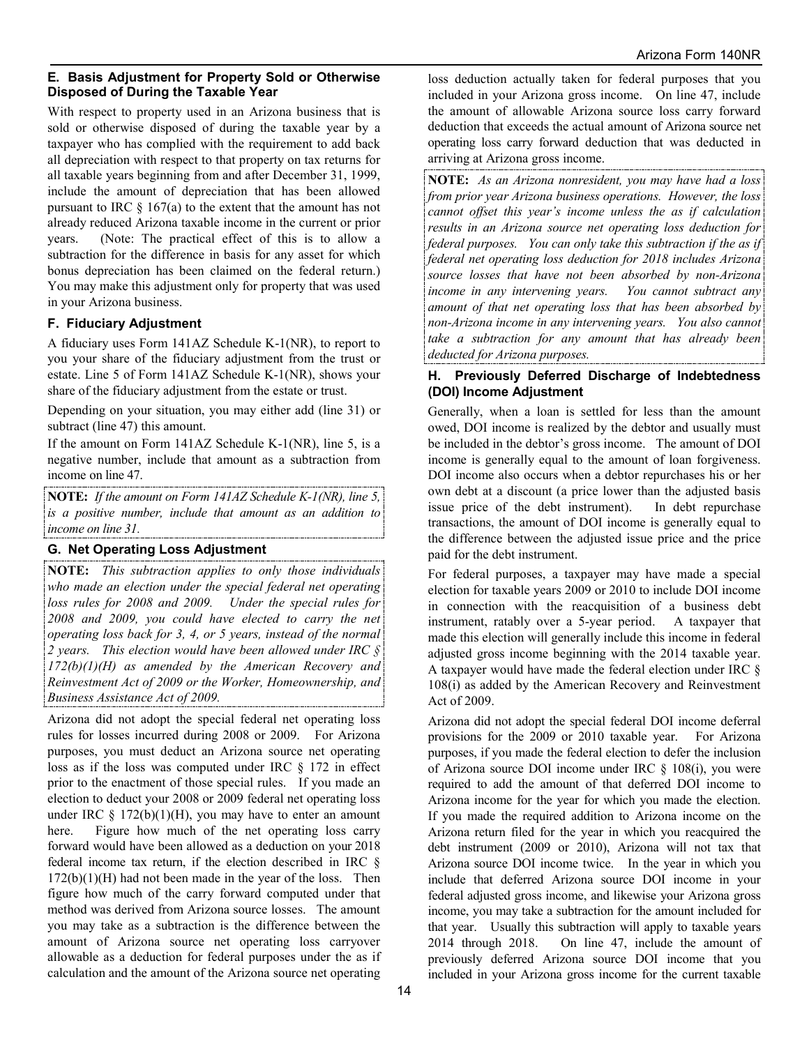### E. Basis Adjustment for Property Sold or Otherwise Disposed of During the Taxable Year

With respect to property used in an Arizona business that is sold or otherwise disposed of during the taxable year by a taxpayer who has complied with the requirement to add back all depreciation with respect to that property on tax returns for all taxable years beginning from and after December 31, 1999, include the amount of depreciation that has been allowed pursuant to IRC § 167(a) to the extent that the amount has not already reduced Arizona taxable income in the current or prior years. (Note: The practical effect of this is to allow a subtraction for the difference in basis for any asset for which bonus depreciation has been claimed on the federal return.) You may make this adjustment only for property that was used in your Arizona business.

### F. Fiduciary Adjustment

A fiduciary uses Form 141AZ Schedule K-1(NR), to report to you your share of the fiduciary adjustment from the trust or estate. Line 5 of Form 141AZ Schedule K-1(NR), shows your share of the fiduciary adjustment from the estate or trust.

Depending on your situation, you may either add (line 31) or subtract (line 47) this amount.

If the amount on Form 141AZ Schedule K-1(NR), line 5, is a negative number, include that amount as a subtraction from income on line 47.

**NOTE:** *If the amount on Form 141AZ Schedule K-1(NR), line 5, is a positive number, include that amount as an addition to income on line 31.*

### G. Net Operating Loss Adjustment

**NOTE:** *This subtraction applies to only those individuals who made an election under the special federal net operating loss rules for 2008 and 2009. Under the special rules for 2008 and 2009, you could have elected to carry the net operating loss back for 3, 4, or 5 years, instead of the normal 2 years. This election would have been allowed under IRC § 172(b)(1)(H) as amended by the American Recovery and Reinvestment Act of 2009 or the Worker, Homeownership, and Business Assistance Act of 2009.*

Arizona did not adopt the special federal net operating loss rules for losses incurred during 2008 or 2009. For Arizona purposes, you must deduct an Arizona source net operating loss as if the loss was computed under IRC § 172 in effect prior to the enactment of those special rules. If you made an election to deduct your 2008 or 2009 federal net operating loss under IRC § 172(b)(1)(H), you may have to enter an amount here. Figure how much of the net operating loss carry forward would have been allowed as a deduction on your 2018 federal income tax return, if the election described in IRC § 172(b)(1)(H) had not been made in the year of the loss. Then figure how much of the carry forward computed under that method was derived from Arizona source losses. The amount you may take as a subtraction is the difference between the amount of Arizona source net operating loss carryover allowable as a deduction for federal purposes under the as if calculation and the amount of the Arizona source net operating loss deduction actually taken for federal purposes that you included in your Arizona gross income. On line 47, include the amount of allowable Arizona source loss carry forward deduction that exceeds the actual amount of Arizona source net operating loss carry forward deduction that was deducted in arriving at Arizona gross income.

**NOTE:** *As an Arizona nonresident, you may have had a loss from prior year Arizona business operations. However, the loss cannot offset this year's income unless the as if calculation results in an Arizona source net operating loss deduction for federal purposes. You can only take this subtraction if the as if federal net operating loss deduction for 2018 includes Arizona source losses that have not been absorbed by non-Arizona income in any intervening years. You cannot subtract any amount of that net operating loss that has been absorbed by non-Arizona income in any intervening years. You also cannot take a subtraction for any amount that has already been deducted for Arizona purposes.*

### H. Previously Deferred Discharge of Indebtedness (DOI) Income Adjustment

Generally, when a loan is settled for less than the amount owed, DOI income is realized by the debtor and usually must be included in the debtor's gross income. The amount of DOI income is generally equal to the amount of loan forgiveness. DOI income also occurs when a debtor repurchases his or her own debt at a discount (a price lower than the adjusted basis issue price of the debt instrument). In debt repurchase transactions, the amount of DOI income is generally equal to the difference between the adjusted issue price and the price paid for the debt instrument.

For federal purposes, a taxpayer may have made a special election for taxable years 2009 or 2010 to include DOI income in connection with the reacquisition of a business debt instrument, ratably over a 5-year period. A taxpayer that made this election will generally include this income in federal adjusted gross income beginning with the 2014 taxable year. A taxpayer would have made the federal election under IRC § 108(i) as added by the American Recovery and Reinvestment Act of 2009.

Arizona did not adopt the special federal DOI income deferral provisions for the 2009 or 2010 taxable year. For Arizona purposes, if you made the federal election to defer the inclusion of Arizona source DOI income under IRC § 108(i), you were required to add the amount of that deferred DOI income to Arizona income for the year for which you made the election. If you made the required addition to Arizona income on the Arizona return filed for the year in which you reacquired the debt instrument (2009 or 2010), Arizona will not tax that Arizona source DOI income twice. In the year in which you include that deferred Arizona source DOI income in your federal adjusted gross income, and likewise your Arizona gross income, you may take a subtraction for the amount included for that year. Usually this subtraction will apply to taxable years 2014 through 2018. On line 47, include the amount of previously deferred Arizona source DOI income that you included in your Arizona gross income for the current taxable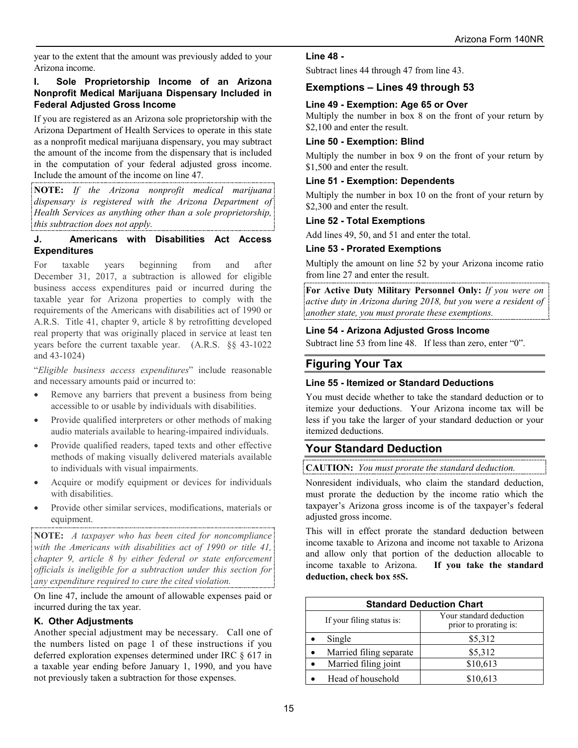year to the extent that the amount was previously added to your Arizona income.

### I. Sole Proprietorship Income of an Arizona Nonprofit Medical Marijuana Dispensary Included in Federal Adjusted Gross Income

If you are registered as an Arizona sole proprietorship with the Arizona Department of Health Services to operate in this state as a nonprofit medical marijuana dispensary, you may subtract the amount of the income from the dispensary that is included in the computation of your federal adjusted gross income. Include the amount of the income on line 47.

**NOTE:** *If the Arizona nonprofit medical marijuana dispensary is registered with the Arizona Department of Health Services as anything other than a sole proprietorship, this subtraction does not apply.*

### J. Americans with Disabilities Act Access Expenditures

For taxable years beginning from and after December 31, 2017, a subtraction is allowed for eligible business access expenditures paid or incurred during the taxable year for Arizona properties to comply with the requirements of the Americans with disabilities act of 1990 or A.R.S. Title 41, chapter 9, article 8 by retrofitting developed real property that was originally placed in service at least ten years before the current taxable year. (A.R.S. §§ 43-1022 and 43-1024)

"*Eligible business access expenditures*" include reasonable and necessary amounts paid or incurred to:

- Remove any barriers that prevent a business from being accessible to or usable by individuals with disabilities.
- Provide qualified interpreters or other methods of making audio materials available to hearing-impaired individuals.
- Provide qualified readers, taped texts and other effective methods of making visually delivered materials available to individuals with visual impairments.
- Acquire or modify equipment or devices for individuals with disabilities.
- Provide other similar services, modifications, materials or equipment.

**NOTE:** *A taxpayer who has been cited for noncompliance with the Americans with disabilities act of 1990 or title 41, chapter 9, article 8 by either federal or state enforcement officials is ineligible for a subtraction under this section for any expenditure required to cure the cited violation.*

On line 47, include the amount of allowable expenses paid or incurred during the tax year.

### K. Other Adjustments

Another special adjustment may be necessary. Call one of the numbers listed on page 1 of these instructions if you deferred exploration expenses determined under IRC § 617 in a taxable year ending before January 1, 1990, and you have not previously taken a subtraction for those expenses.

### Line 48 -

Subtract lines 44 through 47 from line 43.

## Exemptions – Lines 49 through 53

### Line 49 - Exemption: Age 65 or Over

Multiply the number in box 8 on the front of your return by $2,100 and enter the result.

### Line 50 - Exemption: Blind

Multiply the number in box 9 on the front of your return by $1,500 and enter the result.

### Line 51 - Exemption: Dependents

Multiply the number in box 10 on the front of your return by $2,300 and enter the result.

### Line 52 - Total Exemptions

Add lines 49, 50, and 51 and enter the total.

### Line 53 - Prorated Exemptions

Multiply the amount on line 52 by your Arizona income ratio from line 27 and enter the result.

**For Active Duty Military Personnel Only:** *If you were on active duty in Arizona during 2018, but you were a resident of another state, you must prorate these exemptions.*

### Line 54 - Arizona Adjusted Gross Income

Subtract line 53 from line 48. If less than zero, enter "0".

## Figuring Your Tax

### Line 55 - Itemized or Standard Deductions

You must decide whether to take the standard deduction or to itemize your deductions. Your Arizona income tax will be less if you take the larger of your standard deduction or your itemized deductions.

## Your Standard Deduction

**CAUTION:** *You must prorate the standard deduction.*

Nonresident individuals, who claim the standard deduction, must prorate the deduction by the income ratio which the taxpayer's Arizona gross income is of the taxpayer's federal adjusted gross income.

This will in effect prorate the standard deduction between income taxable to Arizona and income not taxable to Arizona and allow only that portion of the deduction allocable to income taxable to Arizona. **If you take the standard deduction, check box 55S.**

| Standard Deduction Chart | |
|---|---|
| If your filing status is: | Your standard deduction prior to prorating is: |
| • Single | $5,312 |
| • Married filing separate | $5,312 |
| • Married filing joint | $10,613 |
| • Head of household | $10,613 |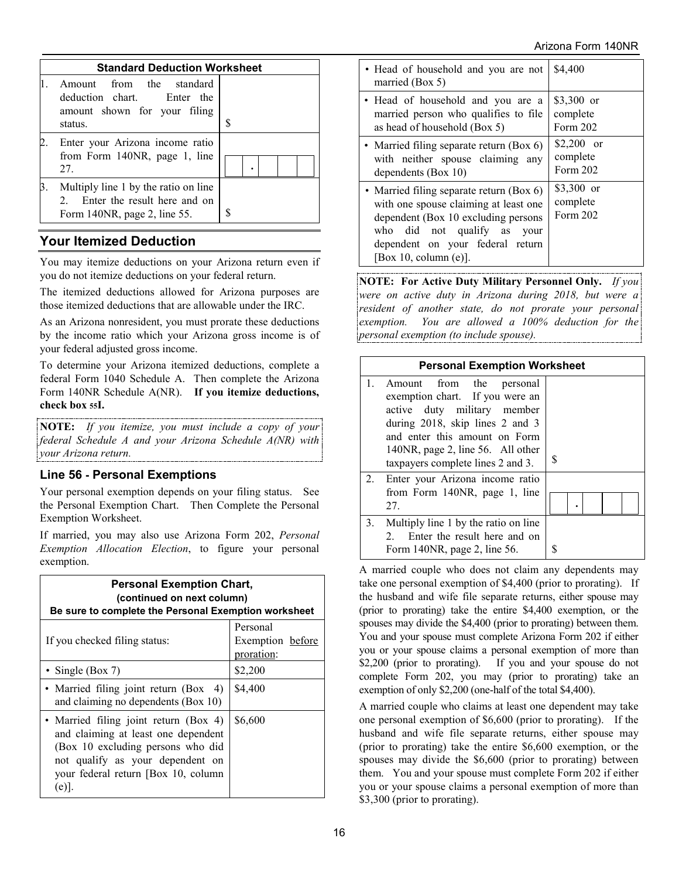| Standard Deduction Worksheet | |
|---|---|
| 1. Amount from the standard deduction chart. Enter the amount shown for your filing status. | $ |
| 2. Enter your Arizona income ratio from Form 140NR, page 1, line 27. | . |
| 3. Multiply line 1 by the ratio on line 2. Enter the result here and on Form 140NR, page 2, line 55. | $ |

## Your Itemized Deduction

You may itemize deductions on your Arizona return even if you do not itemize deductions on your federal return.

The itemized deductions allowed for Arizona purposes are those itemized deductions that are allowable under the IRC.

As an Arizona nonresident, you must prorate these deductions by the income ratio which your Arizona gross income is of your federal adjusted gross income.

To determine your Arizona itemized deductions, complete a federal Form 1040 Schedule A. Then complete the Arizona Form 140NR Schedule A(NR). **If you itemize deductions, check box 55I.**

**NOTE:** *If you itemize, you must include a copy of your federal Schedule A and your Arizona Schedule A(NR) with your Arizona return.*

### Line 56 - Personal Exemptions

Your personal exemption depends on your filing status. See the Personal Exemption Chart. Then Complete the Personal Exemption Worksheet.

If married, you may also use Arizona Form 202, *Personal Exemption Allocation Election*, to figure your personal exemption.

**Personal Exemption Chart, (continued on next column)**
**Be sure to complete the Personal Exemption worksheet**

| If you checked filing status: | Personal Exemption before proration: |
|---|---|
| • Single (Box 7) | $2,200 |
| • Married filing joint return (Box 4) and claiming no dependents (Box 10) | $4,400 |
| • Married filing joint return (Box 4) and claiming at least one dependent (Box 10 excluding persons who did not qualify as your dependent on your federal return [Box 10, column (e)]. | $6,600 |
| • Head of household and you are not married (Box 5) | $4,400 |
| • Head of household and you are a married person who qualifies to file as head of household (Box 5) | $3,300 or complete Form 202 |
| • Married filing separate return (Box 6) with neither spouse claiming any dependents (Box 10) | $2,200 or complete Form 202 |
| • Married filing separate return (Box 6) with one spouse claiming at least one dependent (Box 10 excluding persons who did not qualify as your dependent on your federal return [Box 10, column (e)]. | $3,300 or complete Form 202 |

**NOTE: For Active Duty Military Personnel Only.** *If you were on active duty in Arizona during 2018, but were a resident of another state, do not prorate your personal exemption. You are allowed a 100% deduction for the personal exemption (to include spouse).*

| Personal Exemption Worksheet | |
|---|---|
| 1. Amount from the personal exemption chart. If you were an active duty military member during 2018, skip lines 2 and 3 and enter this amount on Form 140NR, page 2, line 56. All other taxpayers complete lines 2 and 3. | $ |
| 2. Enter your Arizona income ratio from Form 140NR, page 1, line 27. | . |
| 3. Multiply line 1 by the ratio on line 2. Enter the result here and on Form 140NR, page 2, line 56. | $ |

A married couple who does not claim any dependents may take one personal exemption of $4,400 (prior to prorating). If the husband and wife file separate returns, either spouse may (prior to prorating) take the entire $4,400 exemption, or the spouses may divide the $4,400 (prior to prorating) between them. You and your spouse must complete Arizona Form 202 if either you or your spouse claims a personal exemption of more than $2,200 (prior to prorating). If you and your spouse do not complete Form 202, you may (prior to prorating) take an exemption of only $2,200 (one-half of the total $4,400).

A married couple who claims at least one dependent may take one personal exemption of $6,600 (prior to prorating). If the husband and wife file separate returns, either spouse may (prior to prorating) take the entire $6,600 exemption, or the spouses may divide the $6,600 (prior to prorating) between them. You and your spouse must complete Form 202 if either you or your spouse claims a personal exemption of more than $3,300 (prior to prorating).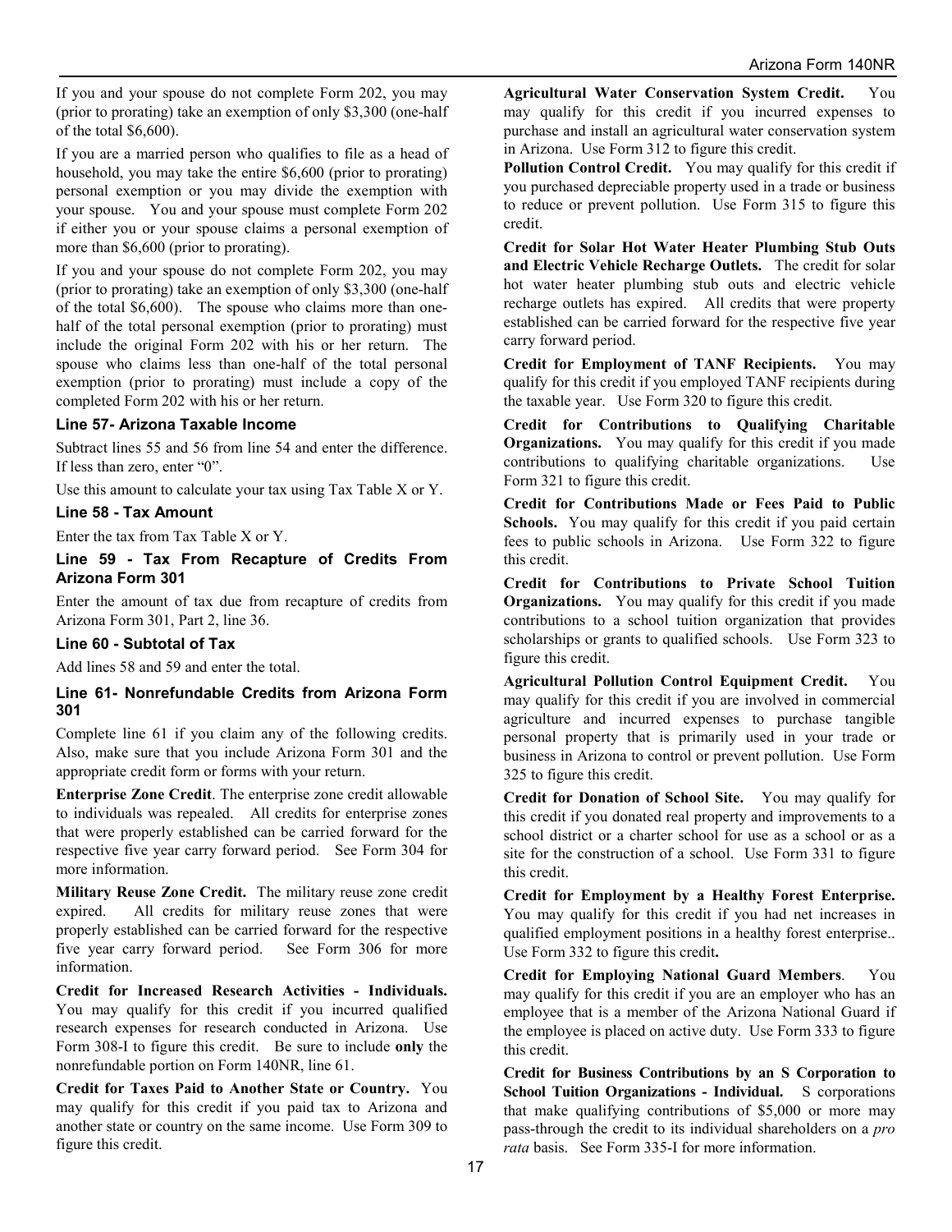If you and your spouse do not complete Form 202, you may (prior to prorating) take an exemption of only $3,300 (one-half of the total $6,600).

If you are a married person who qualifies to file as a head of household, you may take the entire $6,600 (prior to prorating) personal exemption or you may divide the exemption with your spouse. You and your spouse must complete Form 202 if either you or your spouse claims a personal exemption of more than $6,600 (prior to prorating).

If you and your spouse do not complete Form 202, you may (prior to prorating) take an exemption of only $3,300 (one-half of the total $6,600). The spouse who claims more than one-half of the total personal exemption (prior to prorating) must include the original Form 202 with his or her return. The spouse who claims less than one-half of the total personal exemption (prior to prorating) must include a copy of the completed Form 202 with his or her return.

### Line 57- Arizona Taxable Income

Subtract lines 55 and 56 from line 54 and enter the difference. If less than zero, enter "0".

Use this amount to calculate your tax using Tax Table X or Y.

### Line 58 - Tax Amount

Enter the tax from Tax Table X or Y.

### Line 59 - Tax From Recapture of Credits From Arizona Form 301

Enter the amount of tax due from recapture of credits from Arizona Form 301, Part 2, line 36.

### Line 60 - Subtotal of Tax

Add lines 58 and 59 and enter the total.

### Line 61- Nonrefundable Credits from Arizona Form 301

Complete line 61 if you claim any of the following credits. Also, make sure that you include Arizona Form 301 and the appropriate credit form or forms with your return.

**Enterprise Zone Credit**. The enterprise zone credit allowable to individuals was repealed. All credits for enterprise zones that were properly established can be carried forward for the respective five year carry forward period. See Form 304 for more information.

**Military Reuse Zone Credit.** The military reuse zone credit expired. All credits for military reuse zones that were properly established can be carried forward for the respective five year carry forward period. See Form 306 for more information.

**Credit for Increased Research Activities - Individuals.** You may qualify for this credit if you incurred qualified research expenses for research conducted in Arizona. Use Form 308-I to figure this credit. Be sure to include **only** the nonrefundable portion on Form 140NR, line 61.

**Credit for Taxes Paid to Another State or Country.** You may qualify for this credit if you paid tax to Arizona and another state or country on the same income. Use Form 309 to figure this credit.

**Agricultural Water Conservation System Credit.** You may qualify for this credit if you incurred expenses to purchase and install an agricultural water conservation system in Arizona. Use Form 312 to figure this credit.

**Pollution Control Credit.** You may qualify for this credit if you purchased depreciable property used in a trade or business to reduce or prevent pollution. Use Form 315 to figure this credit.

**Credit for Solar Hot Water Heater Plumbing Stub Outs and Electric Vehicle Recharge Outlets.** The credit for solar hot water heater plumbing stub outs and electric vehicle recharge outlets has expired. All credits that were property established can be carried forward for the respective five year carry forward period.

**Credit for Employment of TANF Recipients.** You may qualify for this credit if you employed TANF recipients during the taxable year. Use Form 320 to figure this credit.

**Credit for Contributions to Qualifying Charitable Organizations.** You may qualify for this credit if you made contributions to qualifying charitable organizations. Use Form 321 to figure this credit.

**Credit for Contributions Made or Fees Paid to Public Schools.** You may qualify for this credit if you paid certain fees to public schools in Arizona. Use Form 322 to figure this credit.

**Credit for Contributions to Private School Tuition Organizations.** You may qualify for this credit if you made contributions to a school tuition organization that provides scholarships or grants to qualified schools. Use Form 323 to figure this credit.

**Agricultural Pollution Control Equipment Credit.** You may qualify for this credit if you are involved in commercial agriculture and incurred expenses to purchase tangible personal property that is primarily used in your trade or business in Arizona to control or prevent pollution. Use Form 325 to figure this credit.

**Credit for Donation of School Site.** You may qualify for this credit if you donated real property and improvements to a school district or a charter school for use as a school or as a site for the construction of a school. Use Form 331 to figure this credit.

**Credit for Employment by a Healthy Forest Enterprise.** You may qualify for this credit if you had net increases in qualified employment positions in a healthy forest enterprise.. Use Form 332 to figure this credit**.**

**Credit for Employing National Guard Members**. You may qualify for this credit if you are an employer who has an employee that is a member of the Arizona National Guard if the employee is placed on active duty. Use Form 333 to figure this credit.

**Credit for Business Contributions by an S Corporation to School Tuition Organizations - Individual.** S corporations that make qualifying contributions of $5,000 or more may pass-through the credit to its individual shareholders on a *pro rata* basis. See Form 335-I for more information.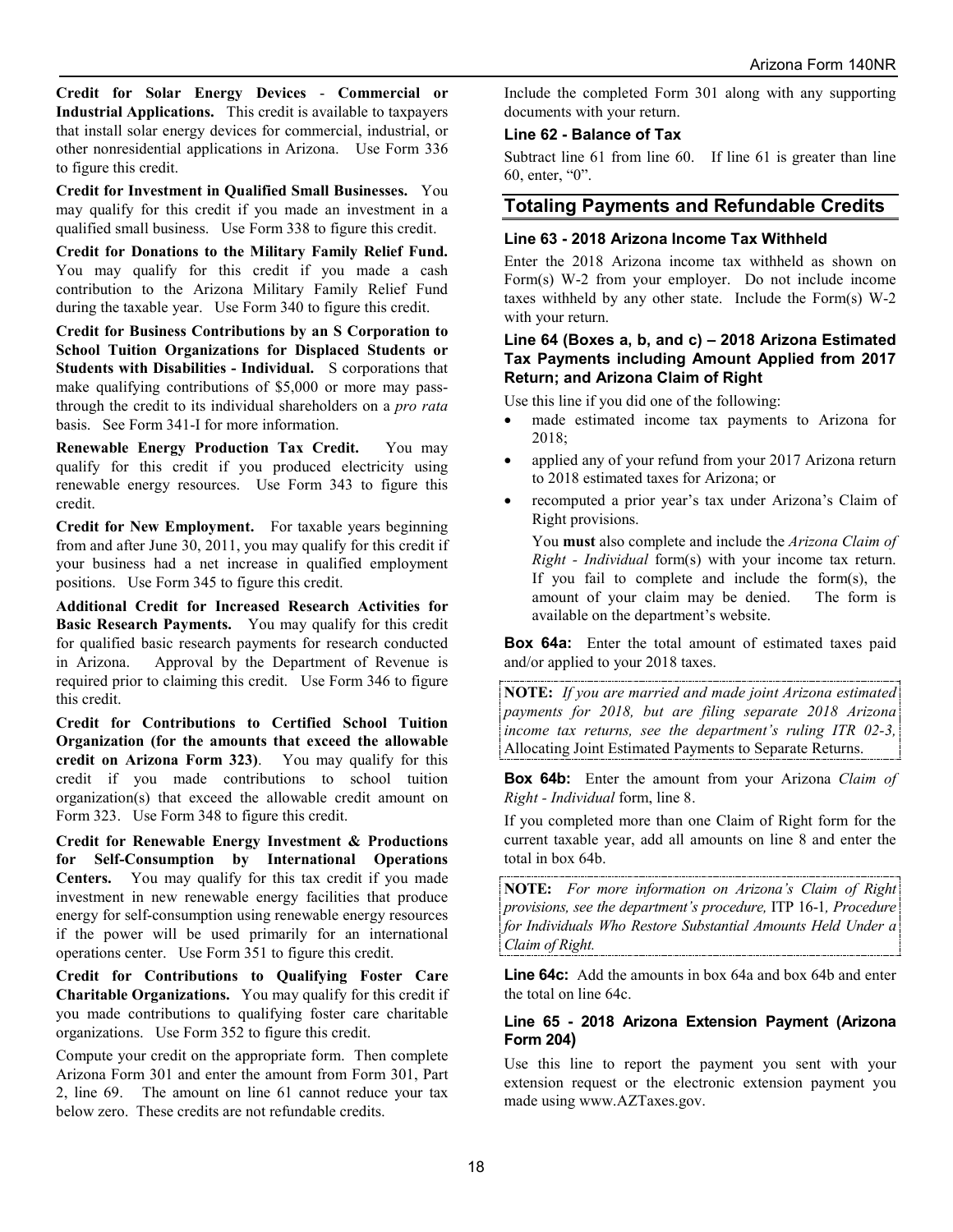**Credit for Solar Energy Devices - Commercial or Industrial Applications.** This credit is available to taxpayers that install solar energy devices for commercial, industrial, or other nonresidential applications in Arizona. Use Form 336 to figure this credit.

**Credit for Investment in Qualified Small Businesses.** You may qualify for this credit if you made an investment in a qualified small business. Use Form 338 to figure this credit.

**Credit for Donations to the Military Family Relief Fund.** You may qualify for this credit if you made a cash contribution to the Arizona Military Family Relief Fund during the taxable year. Use Form 340 to figure this credit.

**Credit for Business Contributions by an S Corporation to School Tuition Organizations for Displaced Students or Students with Disabilities - Individual.** S corporations that make qualifying contributions of $5,000 or more may pass-through the credit to its individual shareholders on a *pro rata* basis. See Form 341-I for more information.

**Renewable Energy Production Tax Credit.** You may qualify for this credit if you produced electricity using renewable energy resources. Use Form 343 to figure this credit.

**Credit for New Employment.** For taxable years beginning from and after June 30, 2011, you may qualify for this credit if your business had a net increase in qualified employment positions. Use Form 345 to figure this credit.

**Additional Credit for Increased Research Activities for Basic Research Payments.** You may qualify for this credit for qualified basic research payments for research conducted in Arizona. Approval by the Department of Revenue is required prior to claiming this credit. Use Form 346 to figure this credit.

**Credit for Contributions to Certified School Tuition Organization (for the amounts that exceed the allowable credit on Arizona Form 323).** You may qualify for this credit if you made contributions to school tuition organization(s) that exceed the allowable credit amount on Form 323. Use Form 348 to figure this credit.

**Credit for Renewable Energy Investment & Productions for Self-Consumption by International Operations Centers.** You may qualify for this tax credit if you made investment in new renewable energy facilities that produce energy for self-consumption using renewable energy resources if the power will be used primarily for an international operations center. Use Form 351 to figure this credit.

**Credit for Contributions to Qualifying Foster Care Charitable Organizations.** You may qualify for this credit if you made contributions to qualifying foster care charitable organizations. Use Form 352 to figure this credit.

Compute your credit on the appropriate form. Then complete Arizona Form 301 and enter the amount from Form 301, Part 2, line 69. The amount on line 61 cannot reduce your tax below zero. These credits are not refundable credits.

Include the completed Form 301 along with any supporting documents with your return.

### Line 62 - Balance of Tax

Subtract line 61 from line 60. If line 61 is greater than line 60, enter, "0".

## Totaling Payments and Refundable Credits

### Line 63 - 2018 Arizona Income Tax Withheld

Enter the 2018 Arizona income tax withheld as shown on Form(s) W-2 from your employer. Do not include income taxes withheld by any other state. Include the Form(s) W-2 with your return.

### Line 64 (Boxes a, b, and c) – 2018 Arizona Estimated Tax Payments including Amount Applied from 2017 Return; and Arizona Claim of Right

Use this line if you did one of the following:

- made estimated income tax payments to Arizona for 2018;
- applied any of your refund from your 2017 Arizona return to 2018 estimated taxes for Arizona; or
- recomputed a prior year's tax under Arizona's Claim of Right provisions.

  You **must** also complete and include the *Arizona Claim of Right - Individual* form(s) with your income tax return. If you fail to complete and include the form(s), the amount of your claim may be denied. The form is available on the department's website.

**Box 64a:** Enter the total amount of estimated taxes paid and/or applied to your 2018 taxes.

> **NOTE:** *If you are married and made joint Arizona estimated payments for 2018, but are filing separate 2018 Arizona income tax returns, see the department's ruling ITR 02-3,* Allocating Joint Estimated Payments to Separate Returns.

**Box 64b:** Enter the amount from your Arizona *Claim of Right - Individual* form, line 8.

If you completed more than one Claim of Right form for the current taxable year, add all amounts on line 8 and enter the total in box 64b.

> **NOTE:** *For more information on Arizona's Claim of Right provisions, see the department's procedure,* ITP 16-1*, Procedure for Individuals Who Restore Substantial Amounts Held Under a Claim of Right.*

**Line 64c:** Add the amounts in box 64a and box 64b and enter the total on line 64c.

### Line 65 - 2018 Arizona Extension Payment (Arizona Form 204)

Use this line to report the payment you sent with your extension request or the electronic extension payment you made using www.AZTaxes.gov.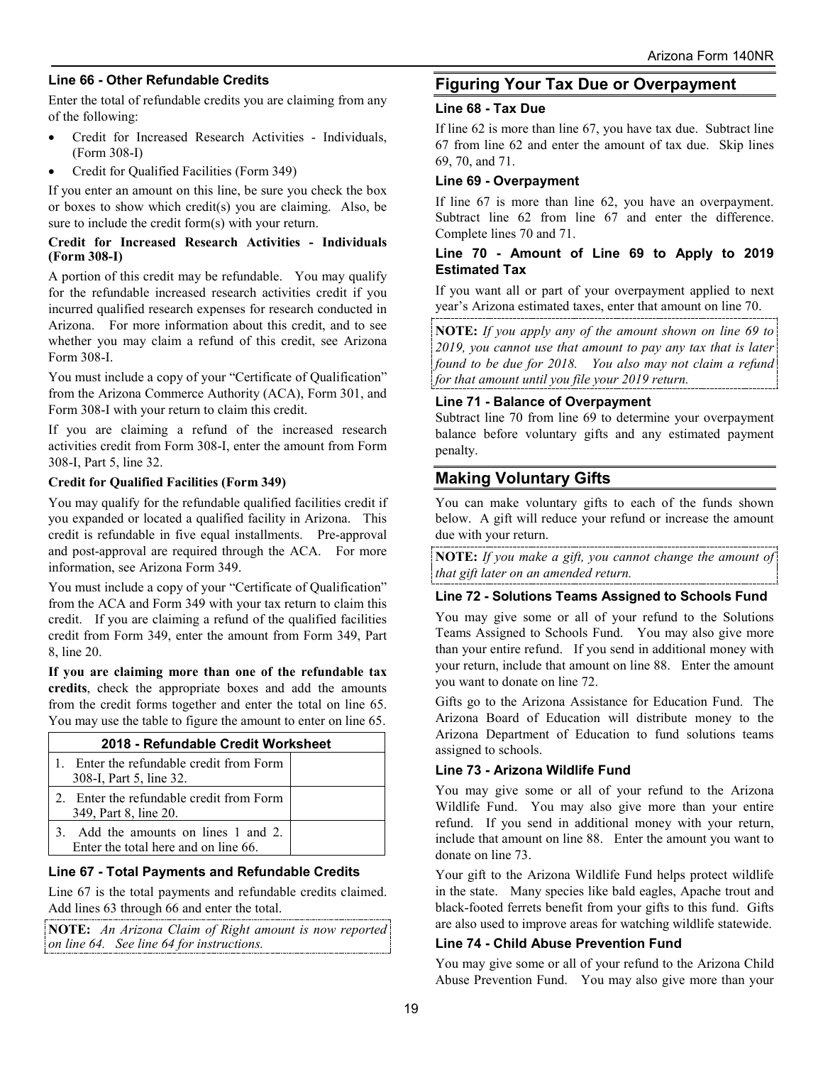### Line 66 - Other Refundable Credits

Enter the total of refundable credits you are claiming from any of the following:

- Credit for Increased Research Activities - Individuals, (Form 308-I)
- Credit for Qualified Facilities (Form 349)

If you enter an amount on this line, be sure you check the box or boxes to show which credit(s) you are claiming. Also, be sure to include the credit form(s) with your return.

**Credit for Increased Research Activities - Individuals (Form 308-I)**

A portion of this credit may be refundable. You may qualify for the refundable increased research activities credit if you incurred qualified research expenses for research conducted in Arizona. For more information about this credit, and to see whether you may claim a refund of this credit, see Arizona Form 308-I.

You must include a copy of your "Certificate of Qualification" from the Arizona Commerce Authority (ACA), Form 301, and Form 308-I with your return to claim this credit.

If you are claiming a refund of the increased research activities credit from Form 308-I, enter the amount from Form 308-I, Part 5, line 32.

**Credit for Qualified Facilities (Form 349)**

You may qualify for the refundable qualified facilities credit if you expanded or located a qualified facility in Arizona. This credit is refundable in five equal installments. Pre-approval and post-approval are required through the ACA. For more information, see Arizona Form 349.

You must include a copy of your "Certificate of Qualification" from the ACA and Form 349 with your tax return to claim this credit. If you are claiming a refund of the qualified facilities credit from Form 349, enter the amount from Form 349, Part 8, line 20.

**If you are claiming more than one of the refundable tax credits**, check the appropriate boxes and add the amounts from the credit forms together and enter the total on line 65. You may use the table to figure the amount to enter on line 65.

| 2018 - Refundable Credit Worksheet | |
|---|---|
| 1. Enter the refundable credit from Form 308-I, Part 5, line 32. | |
| 2. Enter the refundable credit from Form 349, Part 8, line 20. | |
| 3. Add the amounts on lines 1 and 2. Enter the total here and on line 66. | |

### Line 67 - Total Payments and Refundable Credits

Line 67 is the total payments and refundable credits claimed. Add lines 63 through 66 and enter the total.

**NOTE:** *An Arizona Claim of Right amount is now reported on line 64. See line 64 for instructions.*

## Figuring Your Tax Due or Overpayment

### Line 68 - Tax Due

If line 62 is more than line 67, you have tax due. Subtract line 67 from line 62 and enter the amount of tax due. Skip lines 69, 70, and 71.

### Line 69 - Overpayment

If line 67 is more than line 62, you have an overpayment. Subtract line 62 from line 67 and enter the difference. Complete lines 70 and 71.

### Line 70 - Amount of Line 69 to Apply to 2019 Estimated Tax

If you want all or part of your overpayment applied to next year's Arizona estimated taxes, enter that amount on line 70.

**NOTE:** *If you apply any of the amount shown on line 69 to 2019, you cannot use that amount to pay any tax that is later found to be due for 2018. You also may not claim a refund for that amount until you file your 2019 return.*

### Line 71 - Balance of Overpayment

Subtract line 70 from line 69 to determine your overpayment balance before voluntary gifts and any estimated payment penalty.

## Making Voluntary Gifts

You can make voluntary gifts to each of the funds shown below. A gift will reduce your refund or increase the amount due with your return.

**NOTE:** *If you make a gift, you cannot change the amount of that gift later on an amended return.*

### Line 72 - Solutions Teams Assigned to Schools Fund

You may give some or all of your refund to the Solutions Teams Assigned to Schools Fund. You may also give more than your entire refund. If you send in additional money with your return, include that amount on line 88. Enter the amount you want to donate on line 72.

Gifts go to the Arizona Assistance for Education Fund. The Arizona Board of Education will distribute money to the Arizona Department of Education to fund solutions teams assigned to schools.

### Line 73 - Arizona Wildlife Fund

You may give some or all of your refund to the Arizona Wildlife Fund. You may also give more than your entire refund. If you send in additional money with your return, include that amount on line 88. Enter the amount you want to donate on line 73.

Your gift to the Arizona Wildlife Fund helps protect wildlife in the state. Many species like bald eagles, Apache trout and black-footed ferrets benefit from your gifts to this fund. Gifts are also used to improve areas for watching wildlife statewide.

### Line 74 - Child Abuse Prevention Fund

You may give some or all of your refund to the Arizona Child Abuse Prevention Fund. You may also give more than your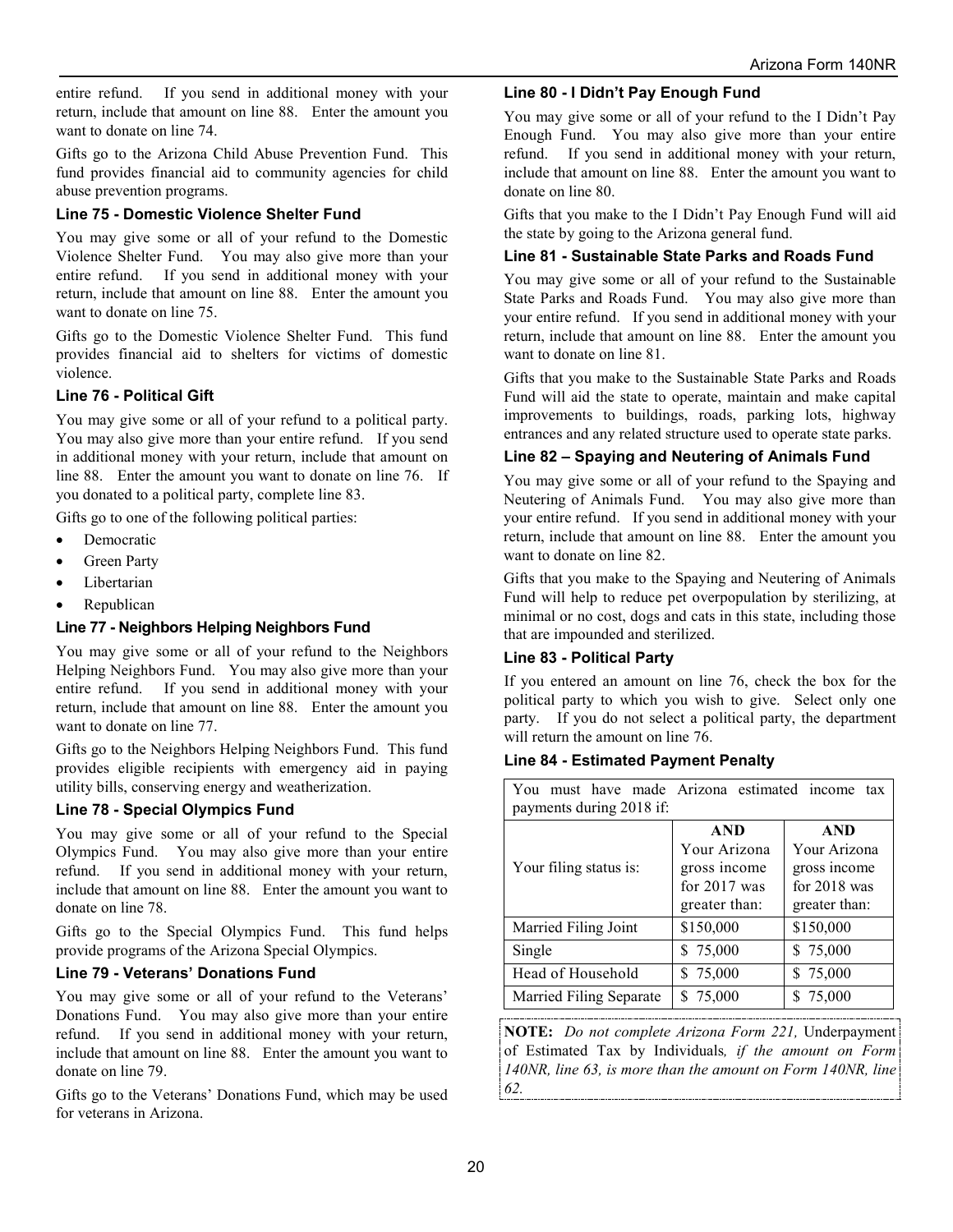entire refund. If you send in additional money with your return, include that amount on line 88. Enter the amount you want to donate on line 74.

Gifts go to the Arizona Child Abuse Prevention Fund. This fund provides financial aid to community agencies for child abuse prevention programs.

### Line 75 - Domestic Violence Shelter Fund

You may give some or all of your refund to the Domestic Violence Shelter Fund. You may also give more than your entire refund. If you send in additional money with your return, include that amount on line 88. Enter the amount you want to donate on line 75.

Gifts go to the Domestic Violence Shelter Fund. This fund provides financial aid to shelters for victims of domestic violence.

### Line 76 - Political Gift

You may give some or all of your refund to a political party. You may also give more than your entire refund. If you send in additional money with your return, include that amount on line 88. Enter the amount you want to donate on line 76. If you donated to a political party, complete line 83.

Gifts go to one of the following political parties:

- Democratic
- Green Party
- Libertarian
- Republican

### Line 77 - Neighbors Helping Neighbors Fund

You may give some or all of your refund to the Neighbors Helping Neighbors Fund. You may also give more than your entire refund. If you send in additional money with your return, include that amount on line 88. Enter the amount you want to donate on line 77.

Gifts go to the Neighbors Helping Neighbors Fund. This fund provides eligible recipients with emergency aid in paying utility bills, conserving energy and weatherization.

### Line 78 - Special Olympics Fund

You may give some or all of your refund to the Special Olympics Fund. You may also give more than your entire refund. If you send in additional money with your return, include that amount on line 88. Enter the amount you want to donate on line 78.

Gifts go to the Special Olympics Fund. This fund helps provide programs of the Arizona Special Olympics.

### Line 79 - Veterans' Donations Fund

You may give some or all of your refund to the Veterans' Donations Fund. You may also give more than your entire refund. If you send in additional money with your return, include that amount on line 88. Enter the amount you want to donate on line 79.

Gifts go to the Veterans' Donations Fund, which may be used for veterans in Arizona.

### Line 80 - I Didn't Pay Enough Fund

You may give some or all of your refund to the I Didn't Pay Enough Fund. You may also give more than your entire refund. If you send in additional money with your return, include that amount on line 88. Enter the amount you want to donate on line 80.

Gifts that you make to the I Didn't Pay Enough Fund will aid the state by going to the Arizona general fund.

### Line 81 - Sustainable State Parks and Roads Fund

You may give some or all of your refund to the Sustainable State Parks and Roads Fund. You may also give more than your entire refund. If you send in additional money with your return, include that amount on line 88. Enter the amount you want to donate on line 81.

Gifts that you make to the Sustainable State Parks and Roads Fund will aid the state to operate, maintain and make capital improvements to buildings, roads, parking lots, highway entrances and any related structure used to operate state parks.

### Line 82 – Spaying and Neutering of Animals Fund

You may give some or all of your refund to the Spaying and Neutering of Animals Fund. You may also give more than your entire refund. If you send in additional money with your return, include that amount on line 88. Enter the amount you want to donate on line 82.

Gifts that you make to the Spaying and Neutering of Animals Fund will help to reduce pet overpopulation by sterilizing, at minimal or no cost, dogs and cats in this state, including those that are impounded and sterilized.

### Line 83 - Political Party

If you entered an amount on line 76, check the box for the political party to which you wish to give. Select only one party. If you do not select a political party, the department will return the amount on line 76.

### Line 84 - Estimated Payment Penalty

| You must have made Arizona estimated income tax payments during 2018 if: | | |
|---|---|---|
| Your filing status is: | **AND** Your Arizona gross income for 2017 was greater than: | **AND** Your Arizona gross income for 2018 was greater than: |
| Married Filing Joint | $150,000 | $150,000 |
| Single | $ 75,000 | $ 75,000 |
| Head of Household | $ 75,000 | $ 75,000 |
| Married Filing Separate | $ 75,000 | $ 75,000 |

**NOTE:** *Do not complete Arizona Form 221,* Underpayment of Estimated Tax by Individuals*, if the amount on Form 140NR, line 63, is more than the amount on Form 140NR, line 62.*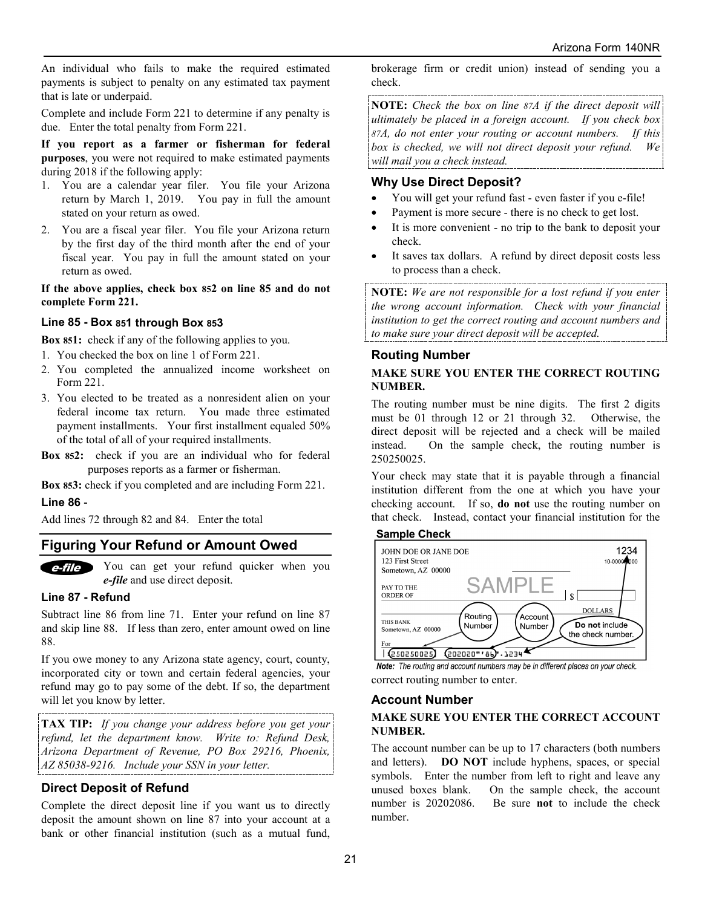An individual who fails to make the required estimated payments is subject to penalty on any estimated tax payment that is late or underpaid.

Complete and include Form 221 to determine if any penalty is due. Enter the total penalty from Form 221.

**If you report as a farmer or fisherman for federal purposes**, you were not required to make estimated payments during 2018 if the following apply:

1. You are a calendar year filer. You file your Arizona return by March 1, 2019. You pay in full the amount stated on your return as owed.
2. You are a fiscal year filer. You file your Arizona return by the first day of the third month after the end of your fiscal year. You pay in full the amount stated on your return as owed.

**If the above applies, check box 852 on line 85 and do not complete Form 221.**

### Line 85 - Box 851 through Box 853

**Box 851:** check if any of the following applies to you.

1. You checked the box on line 1 of Form 221.
2. You completed the annualized income worksheet on Form 221.
3. You elected to be treated as a nonresident alien on your federal income tax return. You made three estimated payment installments. Your first installment equaled 50% of the total of all of your required installments.

**Box 852:** check if you are an individual who for federal purposes reports as a farmer or fisherman.

**Box 853:** check if you completed and are including Form 221.

### Line 86 -

Add lines 72 through 82 and 84. Enter the total

## Figuring Your Refund or Amount Owed

*e-file* You can get your refund quicker when you *e-file* and use direct deposit.

### Line 87 - Refund

Subtract line 86 from line 71. Enter your refund on line 87 and skip line 88. If less than zero, enter amount owed on line 88.

If you owe money to any Arizona state agency, court, county, incorporated city or town and certain federal agencies, your refund may go to pay some of the debt. If so, the department will let you know by letter.

**TAX TIP:** *If you change your address before you get your refund, let the department know. Write to: Refund Desk, Arizona Department of Revenue, PO Box 29216, Phoenix, AZ 85038-9216. Include your SSN in your letter.*

### Direct Deposit of Refund

Complete the direct deposit line if you want us to directly deposit the amount shown on line 87 into your account at a bank or other financial institution (such as a mutual fund, brokerage firm or credit union) instead of sending you a check.

**NOTE:** *Check the box on line 87A if the direct deposit will ultimately be placed in a foreign account. If you check box 87A, do not enter your routing or account numbers. If this box is checked, we will not direct deposit your refund. We will mail you a check instead.*

### Why Use Direct Deposit?

- You will get your refund fast - even faster if you e-file!
- Payment is more secure - there is no check to get lost.
- It is more convenient - no trip to the bank to deposit your check.
- It saves tax dollars. A refund by direct deposit costs less to process than a check.

**NOTE:** *We are not responsible for a lost refund if you enter the wrong account information. Check with your financial institution to get the correct routing and account numbers and to make sure your direct deposit will be accepted.*

### Routing Number

**MAKE SURE YOU ENTER THE CORRECT ROUTING NUMBER.**

The routing number must be nine digits. The first 2 digits must be 01 through 12 or 21 through 32. Otherwise, the direct deposit will be rejected and a check will be mailed instead. On the sample check, the routing number is 250250025.

Your check may state that it is payable through a financial institution different from the one at which you have your checking account. If so, **do not** use the routing number on that check. Instead, contact your financial institution for the correct routing number to enter.

**Sample Check**

JOHN DOE OR JANE DOE
123 First Street
Sometown, AZ 00000

1234
10-0000/0000

PAY TO THE ORDER OF — SAMPLE — $

DOLLARS

THIS BANK
Sometown, AZ 00000

For

|:250250025|: 202020"'86". 1234

Routing Number — Account Number — **Do not** include the check number.

*Note: The routing and account numbers may be in different places on your check.*

### Account Number

**MAKE SURE YOU ENTER THE CORRECT ACCOUNT NUMBER.**

The account number can be up to 17 characters (both numbers and letters). **DO NOT** include hyphens, spaces, or special symbols. Enter the number from left to right and leave any unused boxes blank. On the sample check, the account number is 20202086. Be sure **not** to include the check number.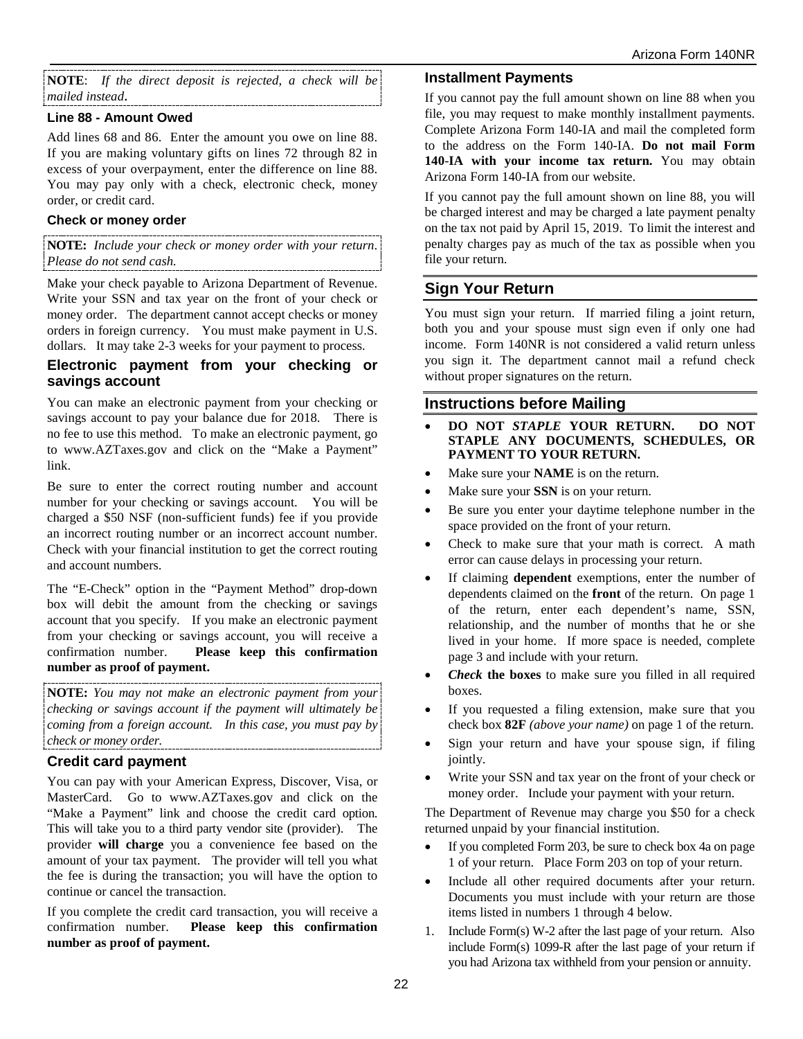**NOTE**: *If the direct deposit is rejected, a check will be mailed instead*.

### Line 88 - Amount Owed

Add lines 68 and 86. Enter the amount you owe on line 88. If you are making voluntary gifts on lines 72 through 82 in excess of your overpayment, enter the difference on line 88. You may pay only with a check, electronic check, money order, or credit card.

### Check or money order

**NOTE:** *Include your check or money order with your return. Please do not send cash.*

Make your check payable to Arizona Department of Revenue. Write your SSN and tax year on the front of your check or money order. The department cannot accept checks or money orders in foreign currency. You must make payment in U.S. dollars. It may take 2-3 weeks for your payment to process.

### Electronic payment from your checking or savings account

You can make an electronic payment from your checking or savings account to pay your balance due for 2018. There is no fee to use this method. To make an electronic payment, go to www.AZTaxes.gov and click on the "Make a Payment" link.

Be sure to enter the correct routing number and account number for your checking or savings account. You will be charged a $50 NSF (non-sufficient funds) fee if you provide an incorrect routing number or an incorrect account number. Check with your financial institution to get the correct routing and account numbers.

The "E-Check" option in the "Payment Method" drop-down box will debit the amount from the checking or savings account that you specify. If you make an electronic payment from your checking or savings account, you will receive a confirmation number. **Please keep this confirmation number as proof of payment.**

**NOTE:** *You may not make an electronic payment from your checking or savings account if the payment will ultimately be coming from a foreign account. In this case, you must pay by check or money order.*

### Credit card payment

You can pay with your American Express, Discover, Visa, or MasterCard. Go to www.AZTaxes.gov and click on the "Make a Payment" link and choose the credit card option. This will take you to a third party vendor site (provider). The provider **will charge** you a convenience fee based on the amount of your tax payment. The provider will tell you what the fee is during the transaction; you will have the option to continue or cancel the transaction.

If you complete the credit card transaction, you will receive a confirmation number. **Please keep this confirmation number as proof of payment.**

### Installment Payments

If you cannot pay the full amount shown on line 88 when you file, you may request to make monthly installment payments. Complete Arizona Form 140-IA and mail the completed form to the address on the Form 140-IA. **Do not mail Form 140-IA with your income tax return.** You may obtain Arizona Form 140-IA from our website.

If you cannot pay the full amount shown on line 88, you will be charged interest and may be charged a late payment penalty on the tax not paid by April 15, 2019. To limit the interest and penalty charges pay as much of the tax as possible when you file your return.

## Sign Your Return

You must sign your return. If married filing a joint return, both you and your spouse must sign even if only one had income. Form 140NR is not considered a valid return unless you sign it. The department cannot mail a refund check without proper signatures on the return.

## Instructions before Mailing

- **DO NOT *STAPLE* YOUR RETURN. DO NOT STAPLE ANY DOCUMENTS, SCHEDULES, OR PAYMENT TO YOUR RETURN.**
- Make sure your **NAME** is on the return.
- Make sure your **SSN** is on your return.
- Be sure you enter your daytime telephone number in the space provided on the front of your return.
- Check to make sure that your math is correct. A math error can cause delays in processing your return.
- If claiming **dependent** exemptions, enter the number of dependents claimed on the **front** of the return. On page 1 of the return, enter each dependent's name, SSN, relationship, and the number of months that he or she lived in your home. If more space is needed, complete page 3 and include with your return.
- ***Check* the boxes** to make sure you filled in all required boxes.
- If you requested a filing extension, make sure that you check box **82F** *(above your name)* on page 1 of the return.
- Sign your return and have your spouse sign, if filing jointly.
- Write your SSN and tax year on the front of your check or money order. Include your payment with your return.

The Department of Revenue may charge you $50 for a check returned unpaid by your financial institution.

- If you completed Form 203, be sure to check box 4a on page 1 of your return. Place Form 203 on top of your return.
- Include all other required documents after your return. Documents you must include with your return are those items listed in numbers 1 through 4 below.

1. Include Form(s) W-2 after the last page of your return. Also include Form(s) 1099-R after the last page of your return if you had Arizona tax withheld from your pension or annuity.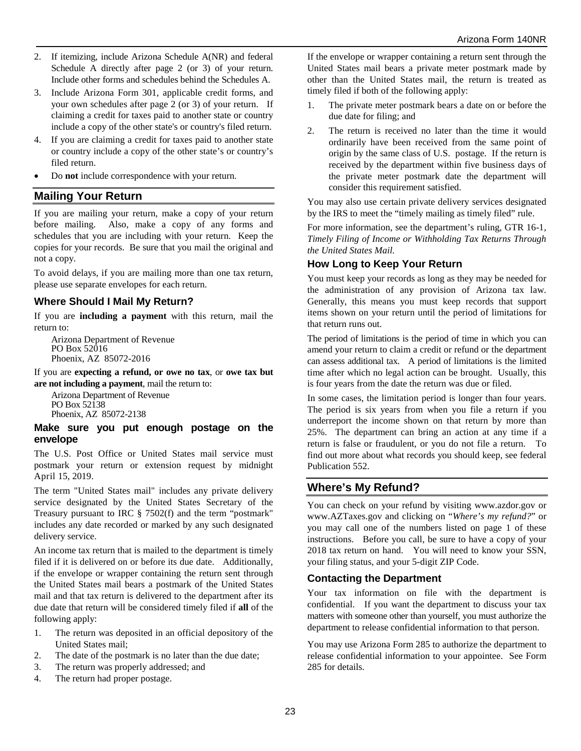2. If itemizing, include Arizona Schedule A(NR) and federal Schedule A directly after page 2 (or 3) of your return. Include other forms and schedules behind the Schedules A.
3. Include Arizona Form 301, applicable credit forms, and your own schedules after page 2 (or 3) of your return. If claiming a credit for taxes paid to another state or country include a copy of the other state's or country's filed return.
4. If you are claiming a credit for taxes paid to another state or country include a copy of the other state's or country's filed return.

- Do **not** include correspondence with your return.

## Mailing Your Return

If you are mailing your return, make a copy of your return before mailing. Also, make a copy of any forms and schedules that you are including with your return. Keep the copies for your records. Be sure that you mail the original and not a copy.

To avoid delays, if you are mailing more than one tax return, please use separate envelopes for each return.

### Where Should I Mail My Return?

If you are **including a payment** with this return, mail the return to:

Arizona Department of Revenue
PO Box 52016
Phoenix, AZ 85072-2016

If you are **expecting a refund, or owe no tax**, or **owe tax but are not including a payment**, mail the return to:

Arizona Department of Revenue
PO Box 52138
Phoenix, AZ 85072-2138

### Make sure you put enough postage on the envelope

The U.S. Post Office or United States mail service must postmark your return or extension request by midnight April 15, 2019.

The term "United States mail" includes any private delivery service designated by the United States Secretary of the Treasury pursuant to IRC § 7502(f) and the term "postmark" includes any date recorded or marked by any such designated delivery service.

An income tax return that is mailed to the department is timely filed if it is delivered on or before its due date. Additionally, if the envelope or wrapper containing the return sent through the United States mail bears a postmark of the United States mail and that tax return is delivered to the department after its due date that return will be considered timely filed if **all** of the following apply:

1. The return was deposited in an official depository of the United States mail;
2. The date of the postmark is no later than the due date;
3. The return was properly addressed; and
4. The return had proper postage.

If the envelope or wrapper containing a return sent through the United States mail bears a private meter postmark made by other than the United States mail, the return is treated as timely filed if both of the following apply:

1. The private meter postmark bears a date on or before the due date for filing; and
2. The return is received no later than the time it would ordinarily have been received from the same point of origin by the same class of U.S. postage. If the return is received by the department within five business days of the private meter postmark date the department will consider this requirement satisfied.

You may also use certain private delivery services designated by the IRS to meet the "timely mailing as timely filed" rule.

For more information, see the department's ruling, GTR 16-1, *Timely Filing of Income or Withholding Tax Returns Through the United States Mail.*

### How Long to Keep Your Return

You must keep your records as long as they may be needed for the administration of any provision of Arizona tax law. Generally, this means you must keep records that support items shown on your return until the period of limitations for that return runs out.

The period of limitations is the period of time in which you can amend your return to claim a credit or refund or the department can assess additional tax. A period of limitations is the limited time after which no legal action can be brought. Usually, this is four years from the date the return was due or filed.

In some cases, the limitation period is longer than four years. The period is six years from when you file a return if you underreport the income shown on that return by more than 25%. The department can bring an action at any time if a return is false or fraudulent, or you do not file a return. To find out more about what records you should keep, see federal Publication 552.

## Where's My Refund?

You can check on your refund by visiting www.azdor.gov or www.AZTaxes.gov and clicking on "*Where's my refund?*" or you may call one of the numbers listed on page 1 of these instructions. Before you call, be sure to have a copy of your 2018 tax return on hand. You will need to know your SSN, your filing status, and your 5-digit ZIP Code.

### Contacting the Department

Your tax information on file with the department is confidential. If you want the department to discuss your tax matters with someone other than yourself, you must authorize the department to release confidential information to that person.

You may use Arizona Form 285 to authorize the department to release confidential information to your appointee. See Form 285 for details.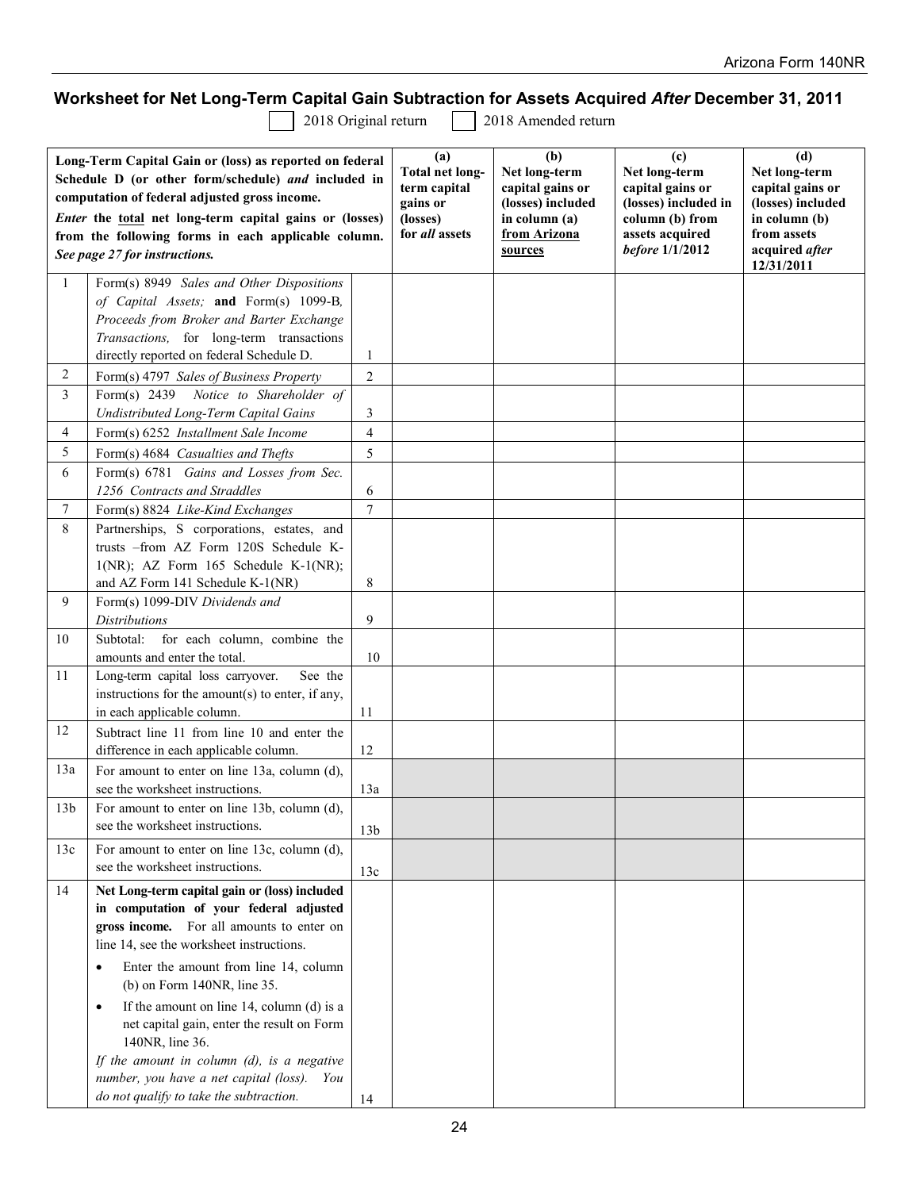## Worksheet for Net Long-Term Capital Gain Subtraction for Assets Acquired *After* December 31, 2011

☐ 2018 Original return ☐ 2018 Amended return

| | **Long-Term Capital Gain or (loss) as reported on federal Schedule D (or other form/schedule) *and* included in computation of federal adjusted gross income.** *Enter* **the total net long-term capital gains or (losses) from the following forms in each applicable column.** *See page 27 for instructions.* | | **(a)** Total net long-term capital gains or (losses) for *all* assets | **(b)** Net long-term capital gains or (losses) included in column (a) from Arizona sources | **(c)** Net long-term capital gains or (losses) included in column (b) from assets acquired *before* 1/1/2012 | **(d)** Net long-term capital gains or (losses) included in column (b) from assets acquired *after* 12/31/2011 |
|---|---|---|---|---|---|---|
| 1 | Form(s) 8949 *Sales and Other Dispositions of Capital Assets;* **and** Form(s) 1099-B, *Proceeds from Broker and Barter Exchange Transactions,* for long-term transactions directly reported on federal Schedule D. | 1 | | | | |
| 2 | Form(s) 4797 *Sales of Business Property* | 2 | | | | |
| 3 | Form(s) 2439 *Notice to Shareholder of Undistributed Long-Term Capital Gains* | 3 | | | | |
| 4 | Form(s) 6252 *Installment Sale Income* | 4 | | | | |
| 5 | Form(s) 4684 *Casualties and Thefts* | 5 | | | | |
| 6 | Form(s) 6781 *Gains and Losses from Sec. 1256 Contracts and Straddles* | 6 | | | | |
| 7 | Form(s) 8824 *Like-Kind Exchanges* | 7 | | | | |
| 8 | Partnerships, S corporations, estates, and trusts –from AZ Form 120S Schedule K-1(NR); AZ Form 165 Schedule K-1(NR); and AZ Form 141 Schedule K-1(NR) | 8 | | | | |
| 9 | Form(s) 1099-DIV *Dividends and Distributions* | 9 | | | | |
| 10 | Subtotal: for each column, combine the amounts and enter the total. | 10 | | | | |
| 11 | Long-term capital loss carryover. See the instructions for the amount(s) to enter, if any, in each applicable column. | 11 | | | | |
| 12 | Subtract line 11 from line 10 and enter the difference in each applicable column. | 12 | | | | |
| 13a | For amount to enter on line 13a, column (d), see the worksheet instructions. | 13a | | | | |
| 13b | For amount to enter on line 13b, column (d), see the worksheet instructions. | 13b | | | | |
| 13c | For amount to enter on line 13c, column (d), see the worksheet instructions. | 13c | | | | |
| 14 | **Net Long-term capital gain or (loss) included in computation of your federal adjusted gross income.** For all amounts to enter on line 14, see the worksheet instructions. • Enter the amount from line 14, column (b) on Form 140NR, line 35. • If the amount on line 14, column (d) is a net capital gain, enter the result on Form 140NR, line 36. *If the amount in column (d), is a negative number, you have a net capital (loss). You do not qualify to take the subtraction.* | 14 | | | | |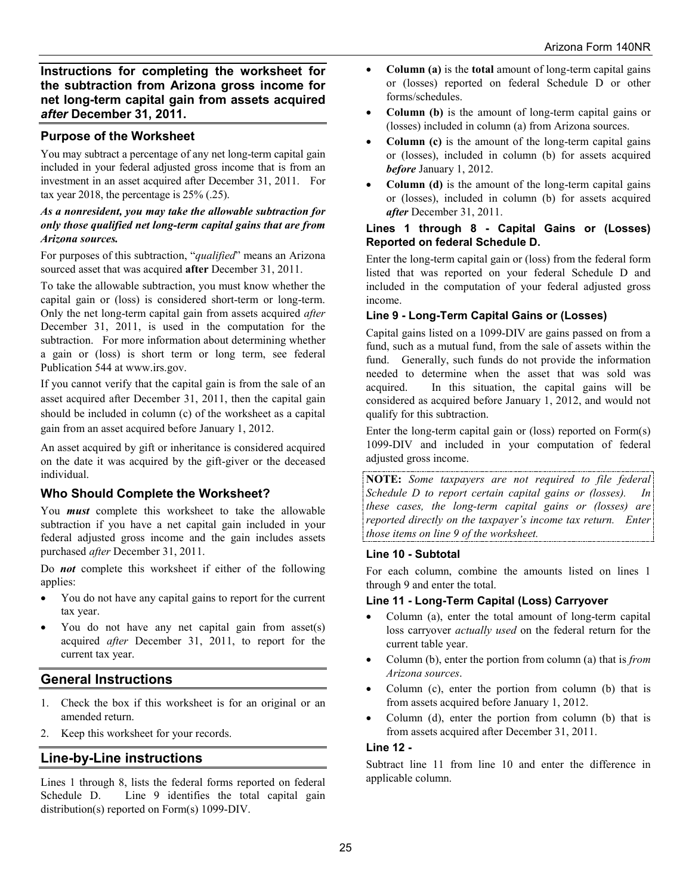## Instructions for completing the worksheet for the subtraction from Arizona gross income for net long-term capital gain from assets acquired *after* December 31, 2011.

### Purpose of the Worksheet

You may subtract a percentage of any net long-term capital gain included in your federal adjusted gross income that is from an investment in an asset acquired after December 31, 2011. For tax year 2018, the percentage is 25% (.25).

***As a nonresident, you may take the allowable subtraction for only those qualified net long-term capital gains that are from Arizona sources.***

For purposes of this subtraction, "*qualified*" means an Arizona sourced asset that was acquired **after** December 31, 2011.

To take the allowable subtraction, you must know whether the capital gain or (loss) is considered short-term or long-term. Only the net long-term capital gain from assets acquired *after* December 31, 2011, is used in the computation for the subtraction. For more information about determining whether a gain or (loss) is short term or long term, see federal Publication 544 at www.irs.gov.

If you cannot verify that the capital gain is from the sale of an asset acquired after December 31, 2011, then the capital gain should be included in column (c) of the worksheet as a capital gain from an asset acquired before January 1, 2012.

An asset acquired by gift or inheritance is considered acquired on the date it was acquired by the gift-giver or the deceased individual.

### Who Should Complete the Worksheet?

You ***must*** complete this worksheet to take the allowable subtraction if you have a net capital gain included in your federal adjusted gross income and the gain includes assets purchased *after* December 31, 2011.

Do ***not*** complete this worksheet if either of the following applies:

- You do not have any capital gains to report for the current tax year.
- You do not have any net capital gain from asset(s) acquired *after* December 31, 2011, to report for the current tax year.

## General Instructions

1. Check the box if this worksheet is for an original or an amended return.
2. Keep this worksheet for your records.

## Line-by-Line instructions

Lines 1 through 8, lists the federal forms reported on federal Schedule D. Line 9 identifies the total capital gain distribution(s) reported on Form(s) 1099-DIV.

- **Column (a)** is the **total** amount of long-term capital gains or (losses) reported on federal Schedule D or other forms/schedules.
- **Column (b)** is the amount of long-term capital gains or (losses) included in column (a) from Arizona sources.
- **Column (c)** is the amount of the long-term capital gains or (losses), included in column (b) for assets acquired ***before*** January 1, 2012.
- **Column (d)** is the amount of the long-term capital gains or (losses), included in column (b) for assets acquired ***after*** December 31, 2011.

### Lines 1 through 8 - Capital Gains or (Losses) Reported on federal Schedule D.

Enter the long-term capital gain or (loss) from the federal form listed that was reported on your federal Schedule D and included in the computation of your federal adjusted gross income.

### Line 9 - Long-Term Capital Gains or (Losses)

Capital gains listed on a 1099-DIV are gains passed on from a fund, such as a mutual fund, from the sale of assets within the fund. Generally, such funds do not provide the information needed to determine when the asset that was sold was acquired. In this situation, the capital gains will be considered as acquired before January 1, 2012, and would not qualify for this subtraction.

Enter the long-term capital gain or (loss) reported on Form(s) 1099-DIV and included in your computation of federal adjusted gross income.

**NOTE:** *Some taxpayers are not required to file federal Schedule D to report certain capital gains or (losses). In these cases, the long-term capital gains or (losses) are reported directly on the taxpayer's income tax return. Enter those items on line 9 of the worksheet.*

### Line 10 - Subtotal

For each column, combine the amounts listed on lines 1 through 9 and enter the total.

### Line 11 - Long-Term Capital (Loss) Carryover

- Column (a), enter the total amount of long-term capital loss carryover *actually used* on the federal return for the current table year.
- Column (b), enter the portion from column (a) that is *from Arizona sources*.
- Column (c), enter the portion from column (b) that is from assets acquired before January 1, 2012.
- Column (d), enter the portion from column (b) that is from assets acquired after December 31, 2011.

### Line 12 -

Subtract line 11 from line 10 and enter the difference in applicable column.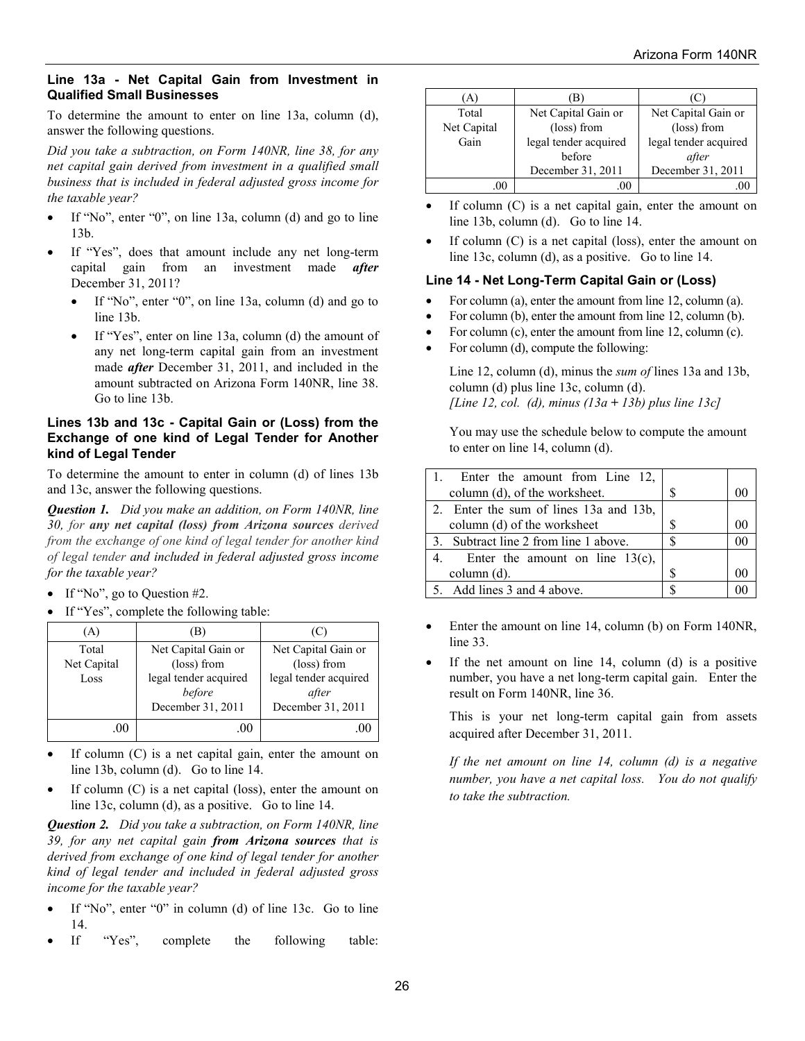### Line 13a - Net Capital Gain from Investment in Qualified Small Businesses

To determine the amount to enter on line 13a, column (d), answer the following questions.

*Did you take a subtraction, on Form 140NR, line 38, for any net capital gain derived from investment in a qualified small business that is included in federal adjusted gross income for the taxable year?*

- If "No", enter "0", on line 13a, column (d) and go to line 13b.
- If "Yes", does that amount include any net long-term capital gain from an investment made ***after*** December 31, 2011?
  - If "No", enter "0", on line 13a, column (d) and go to line 13b.
  - If "Yes", enter on line 13a, column (d) the amount of any net long-term capital gain from an investment made ***after*** December 31, 2011, and included in the amount subtracted on Arizona Form 140NR, line 38. Go to line 13b.

### Lines 13b and 13c - Capital Gain or (Loss) from the Exchange of one kind of Legal Tender for Another kind of Legal Tender

To determine the amount to enter in column (d) of lines 13b and 13c, answer the following questions.

***Question 1.*** *Did you make an addition, on Form 140NR, line 30, for **any net capital (loss) from Arizona sources** derived from the exchange of one kind of legal tender for another kind of legal tender **and included in federal adjusted gross income for the taxable year?***

- If "No", go to Question #2.
- If "Yes", complete the following table:

| (A) | (B) | (C) |
|---|---|---|
| Total Net Capital Loss | Net Capital Gain or (loss) from legal tender acquired *before* December 31, 2011 | Net Capital Gain or (loss) from legal tender acquired *after* December 31, 2011 |
| .00 | .00 | .00 |

- If column (C) is a net capital gain, enter the amount on line 13b, column (d). Go to line 14.
- If column (C) is a net capital (loss), enter the amount on line 13c, column (d), as a positive. Go to line 14.

***Question 2.*** *Did you take a subtraction, on Form 140NR, line 39, for any net capital gain **from Arizona sources** that is derived from exchange of one kind of legal tender for another kind of legal tender and included in federal adjusted gross income for the taxable year?*

- If "No", enter "0" in column (d) of line 13c. Go to line 14.
- If "Yes", complete the following table:

| (A) | (B) | (C) |
|---|---|---|
| Total Net Capital Gain | Net Capital Gain or (loss) from legal tender acquired before December 31, 2011 | Net Capital Gain or (loss) from legal tender acquired *after* December 31, 2011 |
| .00 | .00 | .00 |

- If column (C) is a net capital gain, enter the amount on line 13b, column (d). Go to line 14.
- If column (C) is a net capital (loss), enter the amount on line 13c, column (d), as a positive. Go to line 14.

### Line 14 - Net Long-Term Capital Gain or (Loss)

- For column (a), enter the amount from line 12, column (a).
- For column (b), enter the amount from line 12, column (b).
- For column (c), enter the amount from line 12, column (c).
- For column (d), compute the following:

  Line 12, column (d), minus the *sum of* lines 13a and 13b, column (d) plus line 13c, column (d).
  *[Line 12, col. (d), minus (13a + 13b) plus line 13c]*

  You may use the schedule below to compute the amount to enter on line 14, column (d).

| | | |
|---|---|---|
| 1. Enter the amount from Line 12, column (d), of the worksheet. | $ | 00 |
| 2. Enter the sum of lines 13a and 13b, column (d) of the worksheet | $ | 00 |
| 3. Subtract line 2 from line 1 above. | $ | 00 |
| 4. Enter the amount on line 13(c), column (d). | $ | 00 |
| 5. Add lines 3 and 4 above. | $ | 00 |

- Enter the amount on line 14, column (b) on Form 140NR, line 33.
- If the net amount on line 14, column (d) is a positive number, you have a net long-term capital gain. Enter the result on Form 140NR, line 36.

  This is your net long-term capital gain from assets acquired after December 31, 2011.

  *If the net amount on line 14, column (d) is a negative number, you have a net capital loss. You do not qualify to take the subtraction.*